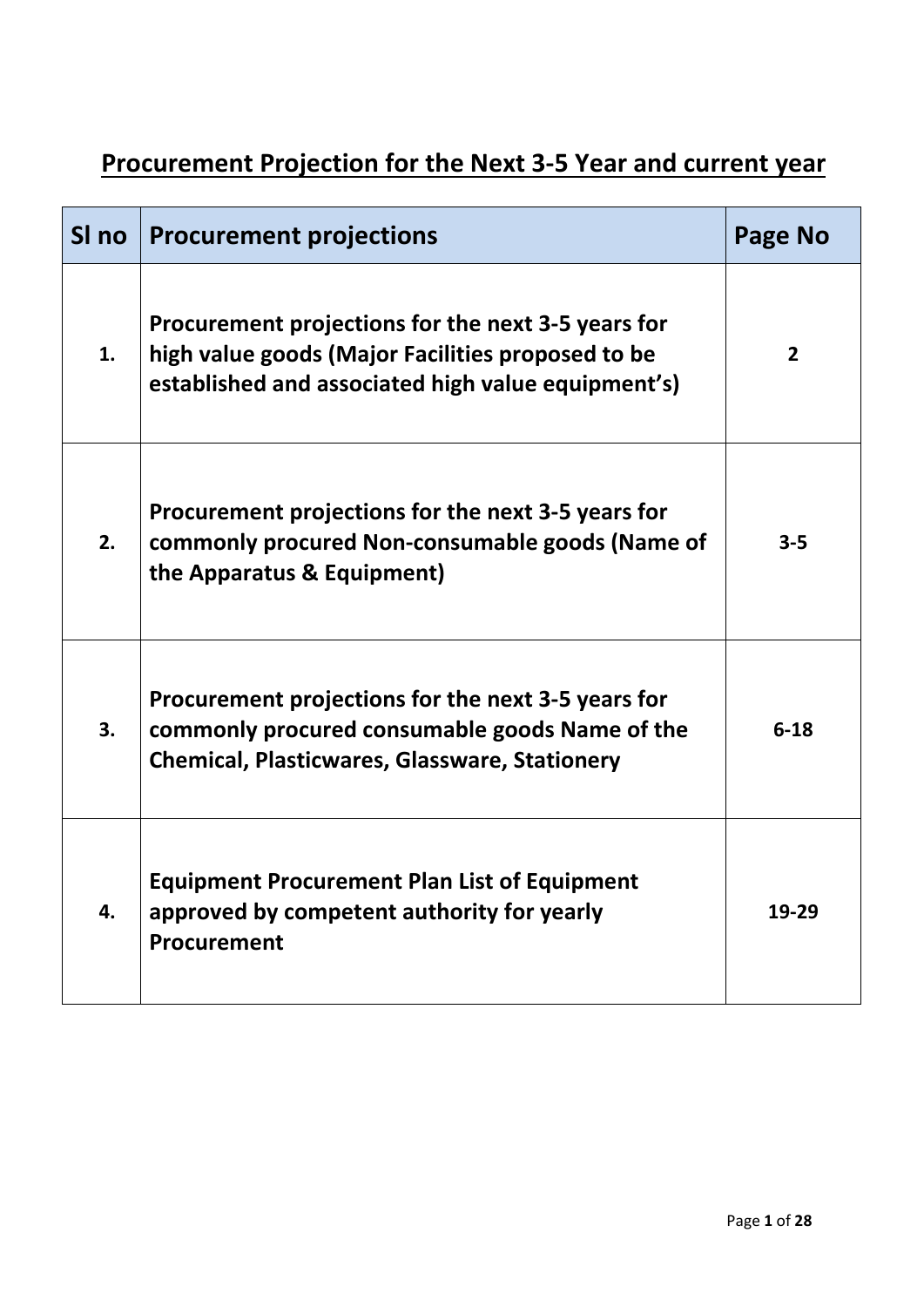# Procurement Projection for the Next 3-5 Year and current year

| Sl no | Procurement projections | Page No |
|---|---|---|
| 1. | **Procurement projections for the next 3-5 years for high value goods (Major Facilities proposed to be established and associated high value equipment's)** | 2 |
| 2. | **Procurement projections for the next 3-5 years for commonly procured Non-consumable goods (Name of the Apparatus & Equipment)** | 3-5 |
| 3. | **Procurement projections for the next 3-5 years for commonly procured consumable goods Name of the Chemical, Plasticwares, Glassware, Stationery** | 6-18 |
| 4. | **Equipment Procurement Plan List of Equipment approved by competent authority for yearly Procurement** | 19-29 |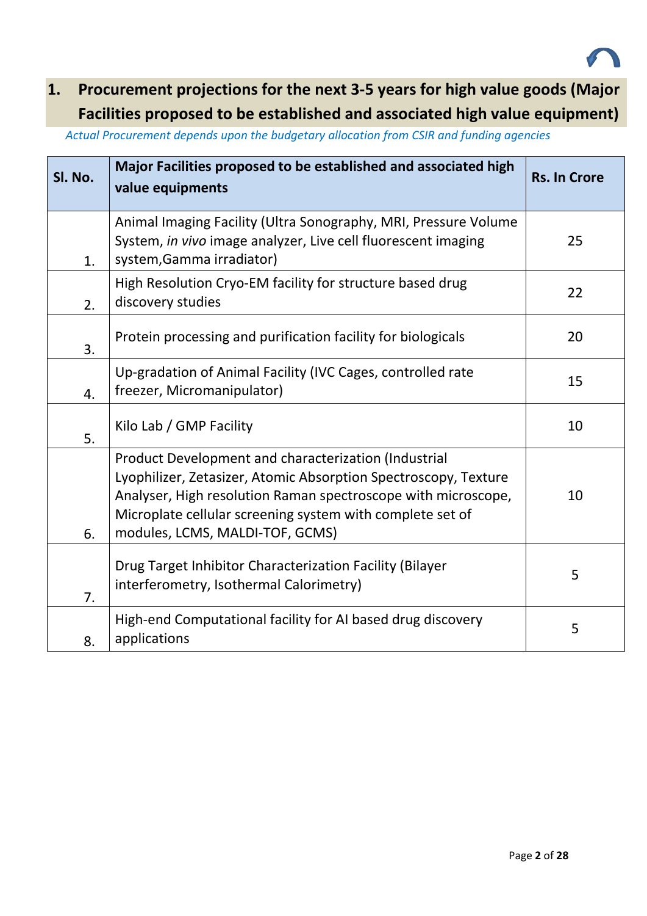## 1. Procurement projections for the next 3-5 years for high value goods (Major Facilities proposed to be established and associated high value equipment)

*Actual Procurement depends upon the budgetary allocation from CSIR and funding agencies*

| Sl. No. | Major Facilities proposed to be established and associated high value equipments | Rs. In Crore |
|---|---|---|
| 1. | Animal Imaging Facility (Ultra Sonography, MRI, Pressure Volume System, *in vivo* image analyzer, Live cell fluorescent imaging system,Gamma irradiator) | 25 |
| 2. | High Resolution Cryo-EM facility for structure based drug discovery studies | 22 |
| 3. | Protein processing and purification facility for biologicals | 20 |
| 4. | Up-gradation of Animal Facility (IVC Cages, controlled rate freezer, Micromanipulator) | 15 |
| 5. | Kilo Lab / GMP Facility | 10 |
| 6. | Product Development and characterization (Industrial Lyophilizer, Zetasizer, Atomic Absorption Spectroscopy, Texture Analyser, High resolution Raman spectroscope with microscope, Microplate cellular screening system with complete set of modules, LCMS, MALDI-TOF, GCMS) | 10 |
| 7. | Drug Target Inhibitor Characterization Facility (Bilayer interferometry, Isothermal Calorimetry) | 5 |
| 8. | High-end Computational facility for AI based drug discovery applications | 5 |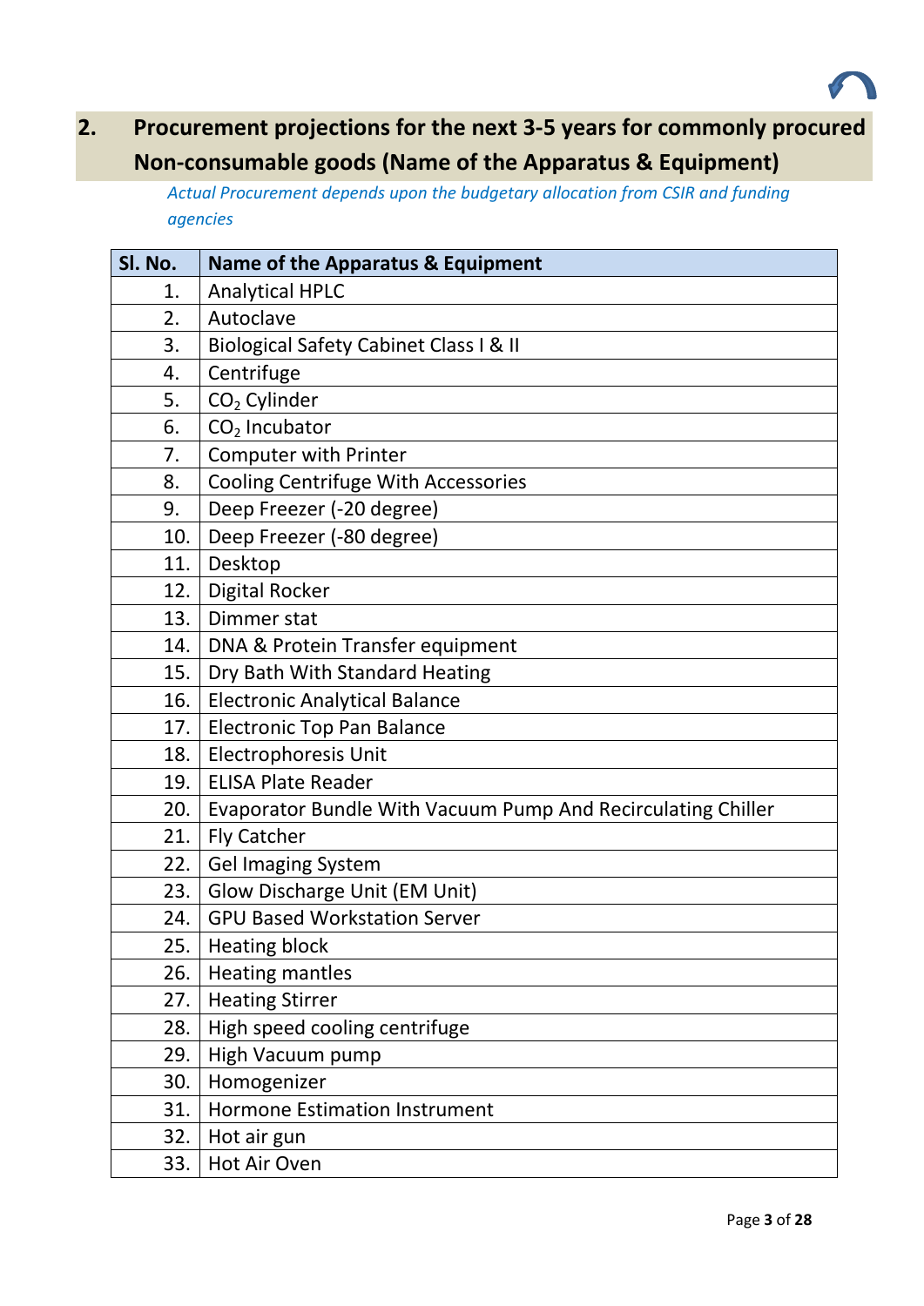## 2. Procurement projections for the next 3-5 years for commonly procured Non-consumable goods (Name of the Apparatus & Equipment)

*Actual Procurement depends upon the budgetary allocation from CSIR and funding agencies*

| Sl. No. | Name of the Apparatus & Equipment |
|---|---|
| 1. | Analytical HPLC |
| 2. | Autoclave |
| 3. | Biological Safety Cabinet Class I & II |
| 4. | Centrifuge |
| 5. | $CO_2$ Cylinder |
| 6. | $CO_2$ Incubator |
| 7. | Computer with Printer |
| 8. | Cooling Centrifuge With Accessories |
| 9. | Deep Freezer (-20 degree) |
| 10. | Deep Freezer (-80 degree) |
| 11. | Desktop |
| 12. | Digital Rocker |
| 13. | Dimmer stat |
| 14. | DNA & Protein Transfer equipment |
| 15. | Dry Bath With Standard Heating |
| 16. | Electronic Analytical Balance |
| 17. | Electronic Top Pan Balance |
| 18. | Electrophoresis Unit |
| 19. | ELISA Plate Reader |
| 20. | Evaporator Bundle With Vacuum Pump And Recirculating Chiller |
| 21. | Fly Catcher |
| 22. | Gel Imaging System |
| 23. | Glow Discharge Unit (EM Unit) |
| 24. | GPU Based Workstation Server |
| 25. | Heating block |
| 26. | Heating mantles |
| 27. | Heating Stirrer |
| 28. | High speed cooling centrifuge |
| 29. | High Vacuum pump |
| 30. | Homogenizer |
| 31. | Hormone Estimation Instrument |
| 32. | Hot air gun |
| 33. | Hot Air Oven |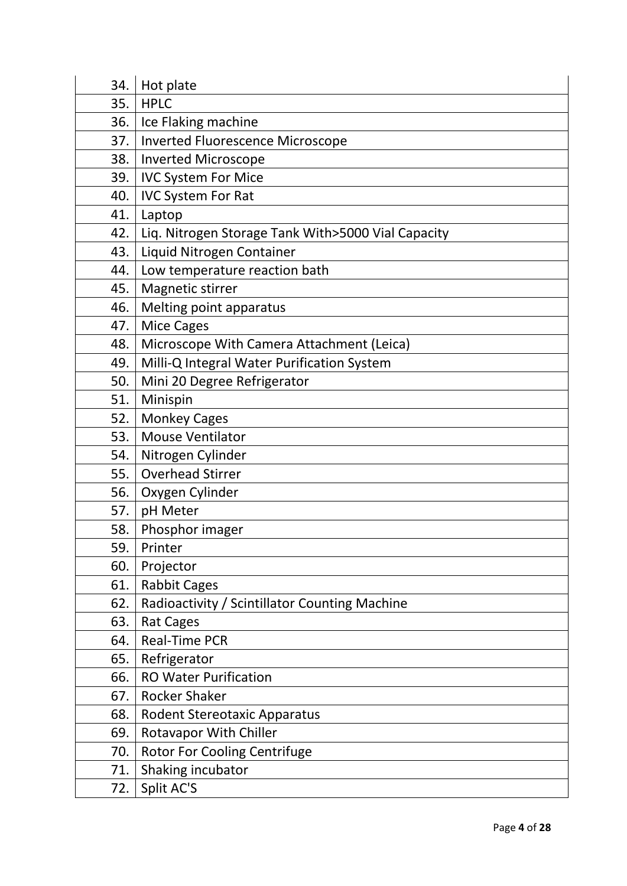| | |
|---|---|
| 34. | Hot plate |
| 35. | HPLC |
| 36. | Ice Flaking machine |
| 37. | Inverted Fluorescence Microscope |
| 38. | Inverted Microscope |
| 39. | IVC System For Mice |
| 40. | IVC System For Rat |
| 41. | Laptop |
| 42. | Liq. Nitrogen Storage Tank With>5000 Vial Capacity |
| 43. | Liquid Nitrogen Container |
| 44. | Low temperature reaction bath |
| 45. | Magnetic stirrer |
| 46. | Melting point apparatus |
| 47. | Mice Cages |
| 48. | Microscope With Camera Attachment (Leica) |
| 49. | Milli-Q Integral Water Purification System |
| 50. | Mini 20 Degree Refrigerator |
| 51. | Minispin |
| 52. | Monkey Cages |
| 53. | Mouse Ventilator |
| 54. | Nitrogen Cylinder |
| 55. | Overhead Stirrer |
| 56. | Oxygen Cylinder |
| 57. | pH Meter |
| 58. | Phosphor imager |
| 59. | Printer |
| 60. | Projector |
| 61. | Rabbit Cages |
| 62. | Radioactivity / Scintillator Counting Machine |
| 63. | Rat Cages |
| 64. | Real-Time PCR |
| 65. | Refrigerator |
| 66. | RO Water Purification |
| 67. | Rocker Shaker |
| 68. | Rodent Stereotaxic Apparatus |
| 69. | Rotavapor With Chiller |
| 70. | Rotor For Cooling Centrifuge |
| 71. | Shaking incubator |
| 72. | Split AC'S |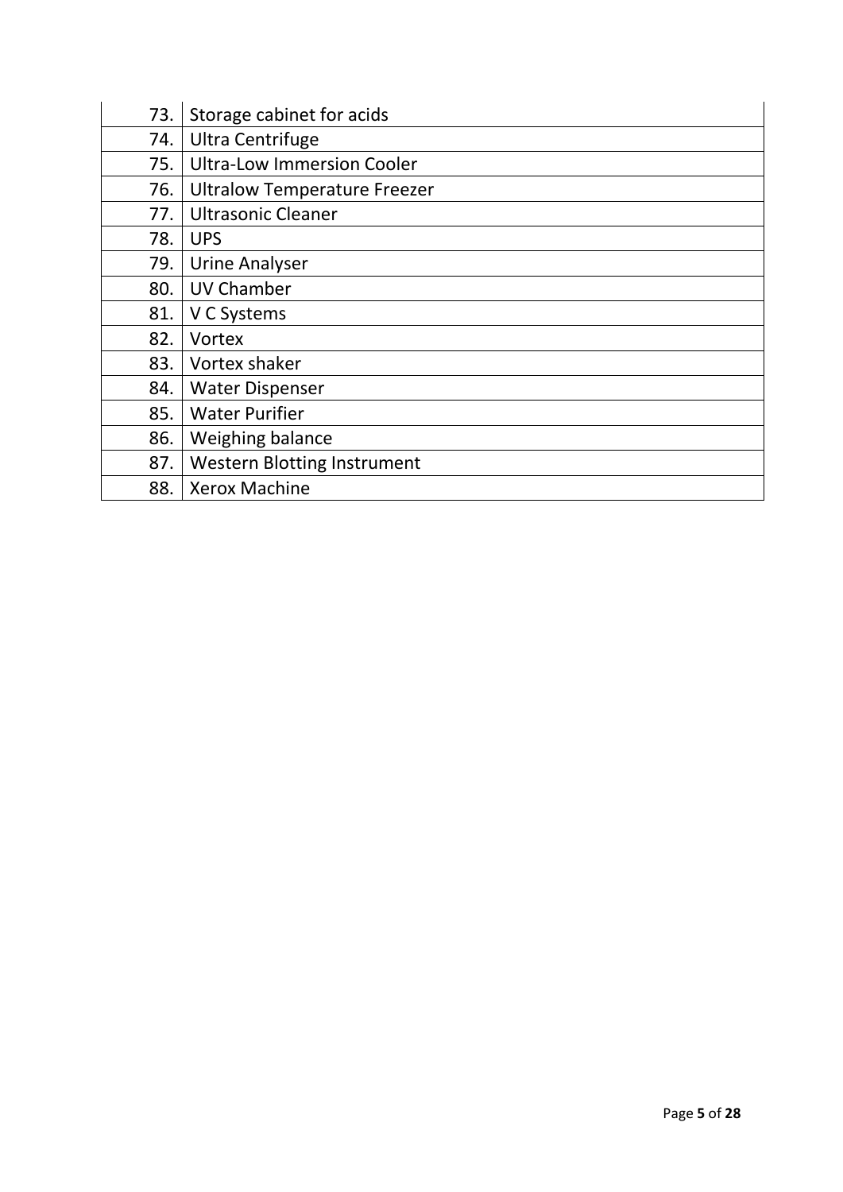| | |
|---|---|
| 73. | Storage cabinet for acids |
| 74. | Ultra Centrifuge |
| 75. | Ultra-Low Immersion Cooler |
| 76. | Ultralow Temperature Freezer |
| 77. | Ultrasonic Cleaner |
| 78. | UPS |
| 79. | Urine Analyser |
| 80. | UV Chamber |
| 81. | V C Systems |
| 82. | Vortex |
| 83. | Vortex shaker |
| 84. | Water Dispenser |
| 85. | Water Purifier |
| 86. | Weighing balance |
| 87. | Western Blotting Instrument |
| 88. | Xerox Machine |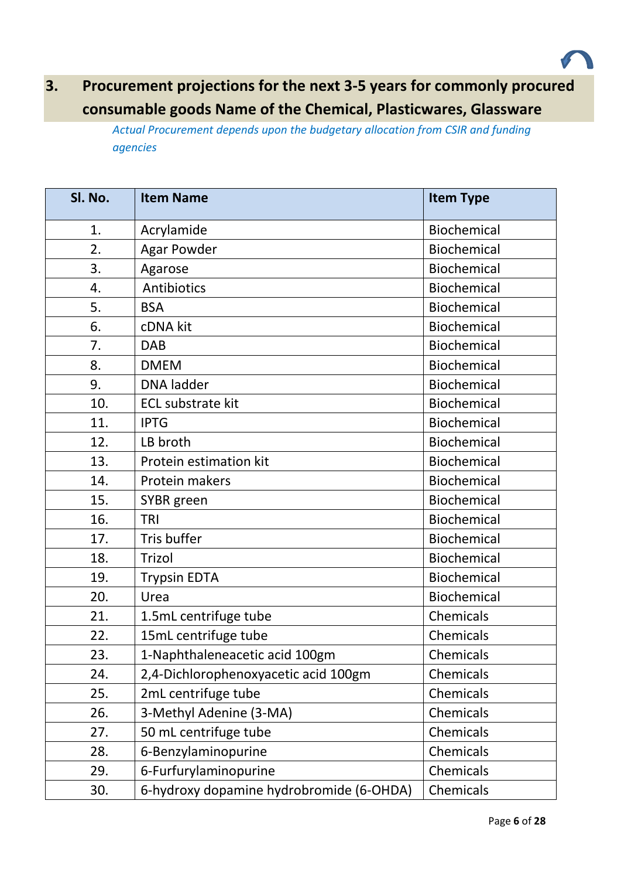## 3. Procurement projections for the next 3-5 years for commonly procured consumable goods Name of the Chemical, Plasticwares, Glassware

*Actual Procurement depends upon the budgetary allocation from CSIR and funding agencies*

| Sl. No. | Item Name | Item Type |
|---|---|---|
| 1. | Acrylamide | Biochemical |
| 2. | Agar Powder | Biochemical |
| 3. | Agarose | Biochemical |
| 4. | Antibiotics | Biochemical |
| 5. | BSA | Biochemical |
| 6. | cDNA kit | Biochemical |
| 7. | DAB | Biochemical |
| 8. | DMEM | Biochemical |
| 9. | DNA ladder | Biochemical |
| 10. | ECL substrate kit | Biochemical |
| 11. | IPTG | Biochemical |
| 12. | LB broth | Biochemical |
| 13. | Protein estimation kit | Biochemical |
| 14. | Protein makers | Biochemical |
| 15. | SYBR green | Biochemical |
| 16. | TRI | Biochemical |
| 17. | Tris buffer | Biochemical |
| 18. | Trizol | Biochemical |
| 19. | Trypsin EDTA | Biochemical |
| 20. | Urea | Biochemical |
| 21. | 1.5mL centrifuge tube | Chemicals |
| 22. | 15mL centrifuge tube | Chemicals |
| 23. | 1-Naphthaleneacetic acid 100gm | Chemicals |
| 24. | 2,4-Dichlorophenoxyacetic acid 100gm | Chemicals |
| 25. | 2mL centrifuge tube | Chemicals |
| 26. | 3-Methyl Adenine (3-MA) | Chemicals |
| 27. | 50 mL centrifuge tube | Chemicals |
| 28. | 6-Benzylaminopurine | Chemicals |
| 29. | 6-Furfurylaminopurine | Chemicals |
| 30. | 6-hydroxy dopamine hydrobromide (6-OHDA) | Chemicals |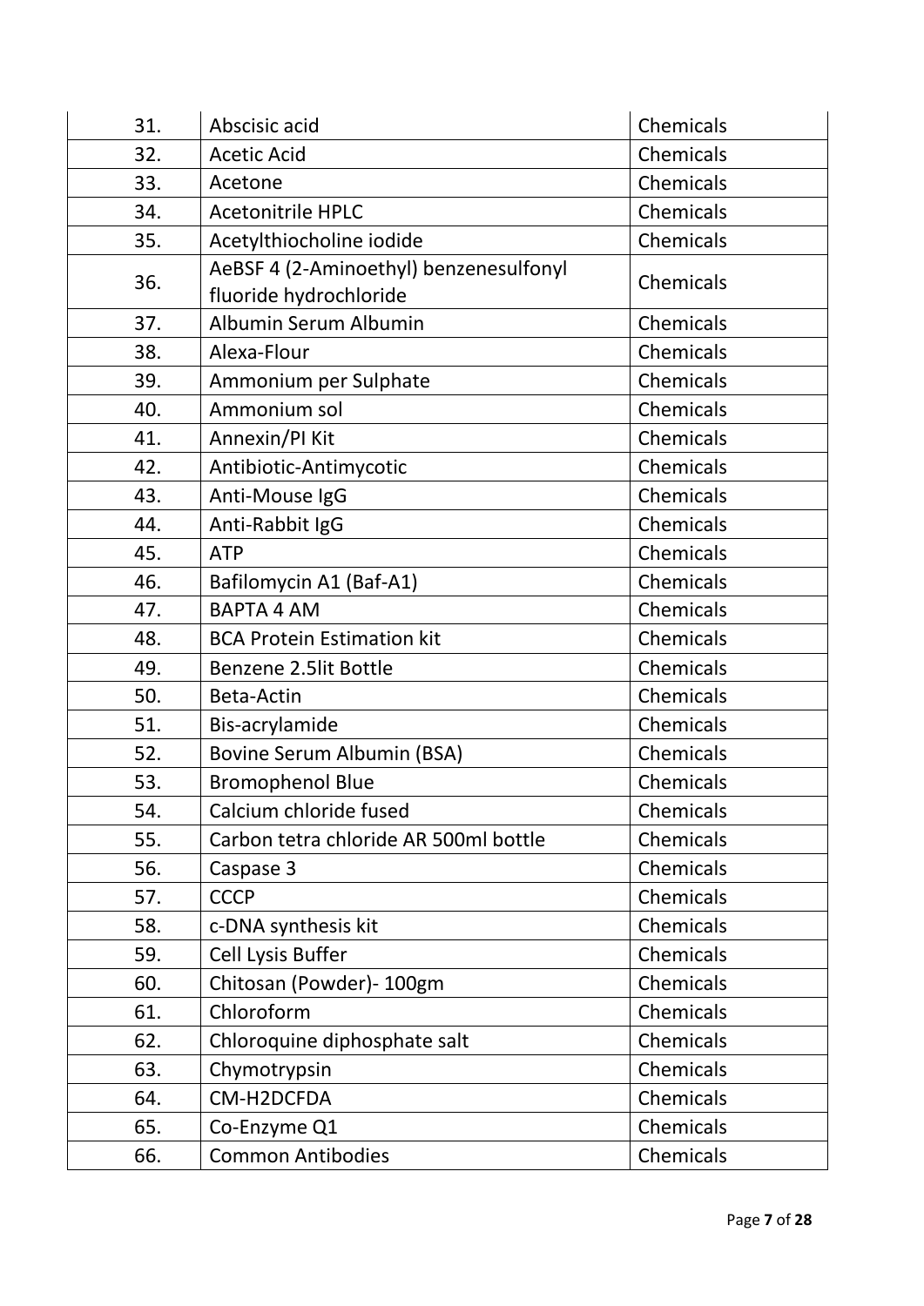| 31. | Abscisic acid | Chemicals |
|---|---|---|
| 32. | Acetic Acid | Chemicals |
| 33. | Acetone | Chemicals |
| 34. | Acetonitrile HPLC | Chemicals |
| 35. | Acetylthiocholine iodide | Chemicals |
| 36. | AeBSF 4 (2-Aminoethyl) benzenesulfonyl fluoride hydrochloride | Chemicals |
| 37. | Albumin Serum Albumin | Chemicals |
| 38. | Alexa-Flour | Chemicals |
| 39. | Ammonium per Sulphate | Chemicals |
| 40. | Ammonium sol | Chemicals |
| 41. | Annexin/PI Kit | Chemicals |
| 42. | Antibiotic-Antimycotic | Chemicals |
| 43. | Anti-Mouse IgG | Chemicals |
| 44. | Anti-Rabbit IgG | Chemicals |
| 45. | ATP | Chemicals |
| 46. | Bafilomycin A1 (Baf-A1) | Chemicals |
| 47. | BAPTA 4 AM | Chemicals |
| 48. | BCA Protein Estimation kit | Chemicals |
| 49. | Benzene 2.5lit Bottle | Chemicals |
| 50. | Beta-Actin | Chemicals |
| 51. | Bis-acrylamide | Chemicals |
| 52. | Bovine Serum Albumin (BSA) | Chemicals |
| 53. | Bromophenol Blue | Chemicals |
| 54. | Calcium chloride fused | Chemicals |
| 55. | Carbon tetra chloride AR 500ml bottle | Chemicals |
| 56. | Caspase 3 | Chemicals |
| 57. | CCCP | Chemicals |
| 58. | c-DNA synthesis kit | Chemicals |
| 59. | Cell Lysis Buffer | Chemicals |
| 60. | Chitosan (Powder)- 100gm | Chemicals |
| 61. | Chloroform | Chemicals |
| 62. | Chloroquine diphosphate salt | Chemicals |
| 63. | Chymotrypsin | Chemicals |
| 64. | CM-H2DCFDA | Chemicals |
| 65. | Co-Enzyme Q1 | Chemicals |
| 66. | Common Antibodies | Chemicals |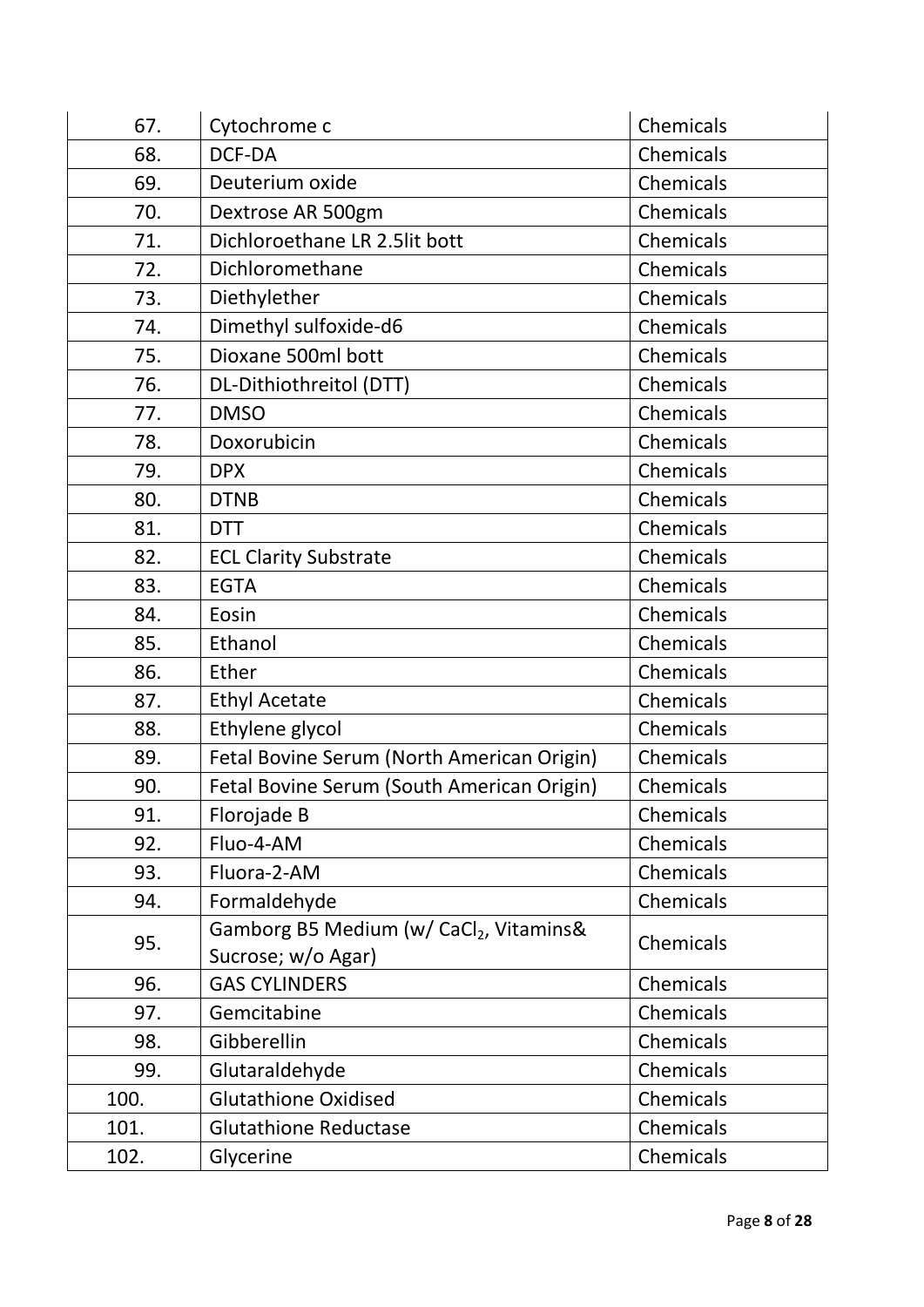| | | |
|---|---|---|
| 67. | Cytochrome c | Chemicals |
| 68. | DCF-DA | Chemicals |
| 69. | Deuterium oxide | Chemicals |
| 70. | Dextrose AR 500gm | Chemicals |
| 71. | Dichloroethane LR 2.5lit bott | Chemicals |
| 72. | Dichloromethane | Chemicals |
| 73. | Diethylether | Chemicals |
| 74. | Dimethyl sulfoxide-d6 | Chemicals |
| 75. | Dioxane 500ml bott | Chemicals |
| 76. | DL-Dithiothreitol (DTT) | Chemicals |
| 77. | DMSO | Chemicals |
| 78. | Doxorubicin | Chemicals |
| 79. | DPX | Chemicals |
| 80. | DTNB | Chemicals |
| 81. | DTT | Chemicals |
| 82. | ECL Clarity Substrate | Chemicals |
| 83. | EGTA | Chemicals |
| 84. | Eosin | Chemicals |
| 85. | Ethanol | Chemicals |
| 86. | Ether | Chemicals |
| 87. | Ethyl Acetate | Chemicals |
| 88. | Ethylene glycol | Chemicals |
| 89. | Fetal Bovine Serum (North American Origin) | Chemicals |
| 90. | Fetal Bovine Serum (South American Origin) | Chemicals |
| 91. | Florojade B | Chemicals |
| 92. | Fluo-4-AM | Chemicals |
| 93. | Fluora-2-AM | Chemicals |
| 94. | Formaldehyde | Chemicals |
| 95. | Gamborg B5 Medium (w/ $CaCl_2$, Vitamins& Sucrose; w/o Agar) | Chemicals |
| 96. | GAS CYLINDERS | Chemicals |
| 97. | Gemcitabine | Chemicals |
| 98. | Gibberellin | Chemicals |
| 99. | Glutaraldehyde | Chemicals |
| 100. | Glutathione Oxidised | Chemicals |
| 101. | Glutathione Reductase | Chemicals |
| 102. | Glycerine | Chemicals |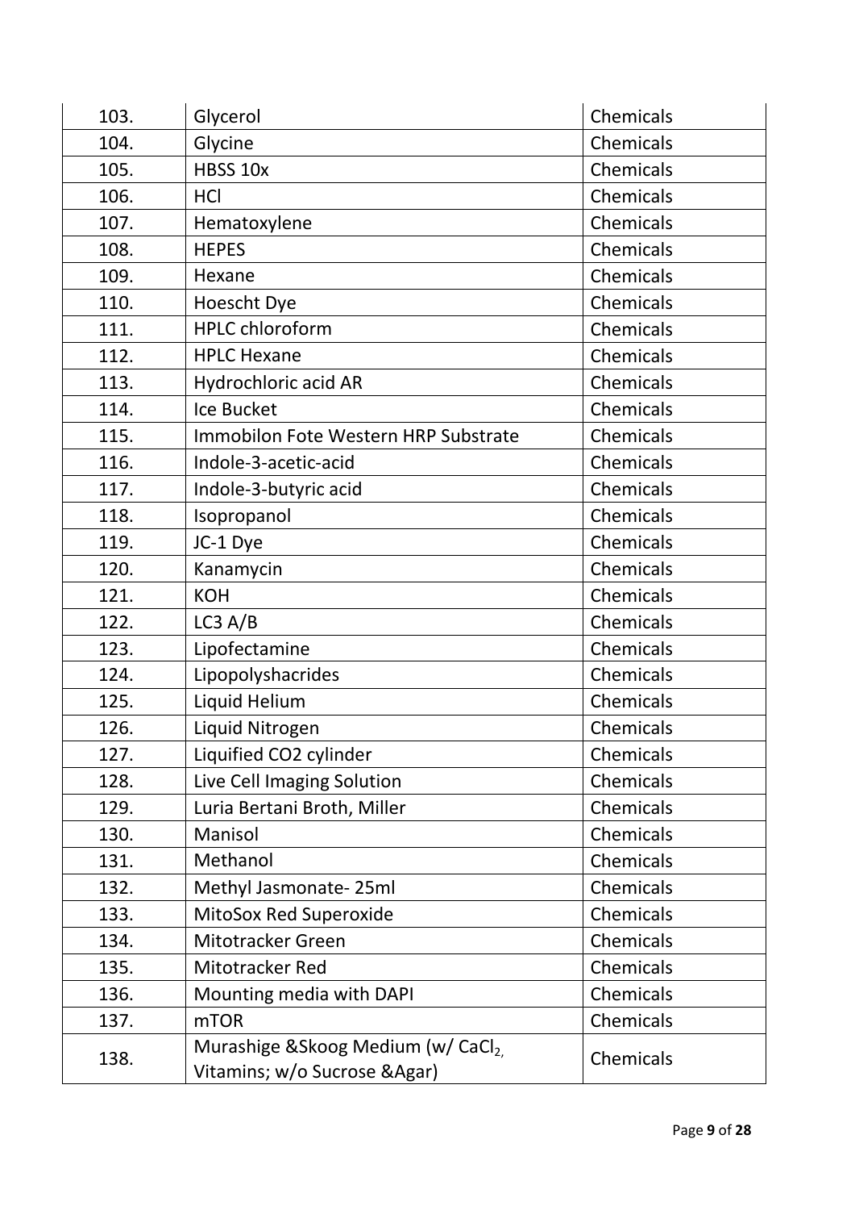| 103. | Glycerol | Chemicals |
|---|---|---|
| 104. | Glycine | Chemicals |
| 105. | HBSS 10x | Chemicals |
| 106. | HCl | Chemicals |
| 107. | Hematoxylene | Chemicals |
| 108. | HEPES | Chemicals |
| 109. | Hexane | Chemicals |
| 110. | Hoescht Dye | Chemicals |
| 111. | HPLC chloroform | Chemicals |
| 112. | HPLC Hexane | Chemicals |
| 113. | Hydrochloric acid AR | Chemicals |
| 114. | Ice Bucket | Chemicals |
| 115. | Immobilon Fote Western HRP Substrate | Chemicals |
| 116. | Indole-3-acetic-acid | Chemicals |
| 117. | Indole-3-butyric acid | Chemicals |
| 118. | Isopropanol | Chemicals |
| 119. | JC-1 Dye | Chemicals |
| 120. | Kanamycin | Chemicals |
| 121. | KOH | Chemicals |
| 122. | LC3 A/B | Chemicals |
| 123. | Lipofectamine | Chemicals |
| 124. | Lipopolyshacrides | Chemicals |
| 125. | Liquid Helium | Chemicals |
| 126. | Liquid Nitrogen | Chemicals |
| 127. | Liquified CO2 cylinder | Chemicals |
| 128. | Live Cell Imaging Solution | Chemicals |
| 129. | Luria Bertani Broth, Miller | Chemicals |
| 130. | Manisol | Chemicals |
| 131. | Methanol | Chemicals |
| 132. | Methyl Jasmonate- 25ml | Chemicals |
| 133. | MitoSox Red Superoxide | Chemicals |
| 134. | Mitotracker Green | Chemicals |
| 135. | Mitotracker Red | Chemicals |
| 136. | Mounting media with DAPI | Chemicals |
| 137. | mTOR | Chemicals |
| 138. | Murashige &Skoog Medium (w/ $CaCl_2$, Vitamins; w/o Sucrose &Agar) | Chemicals |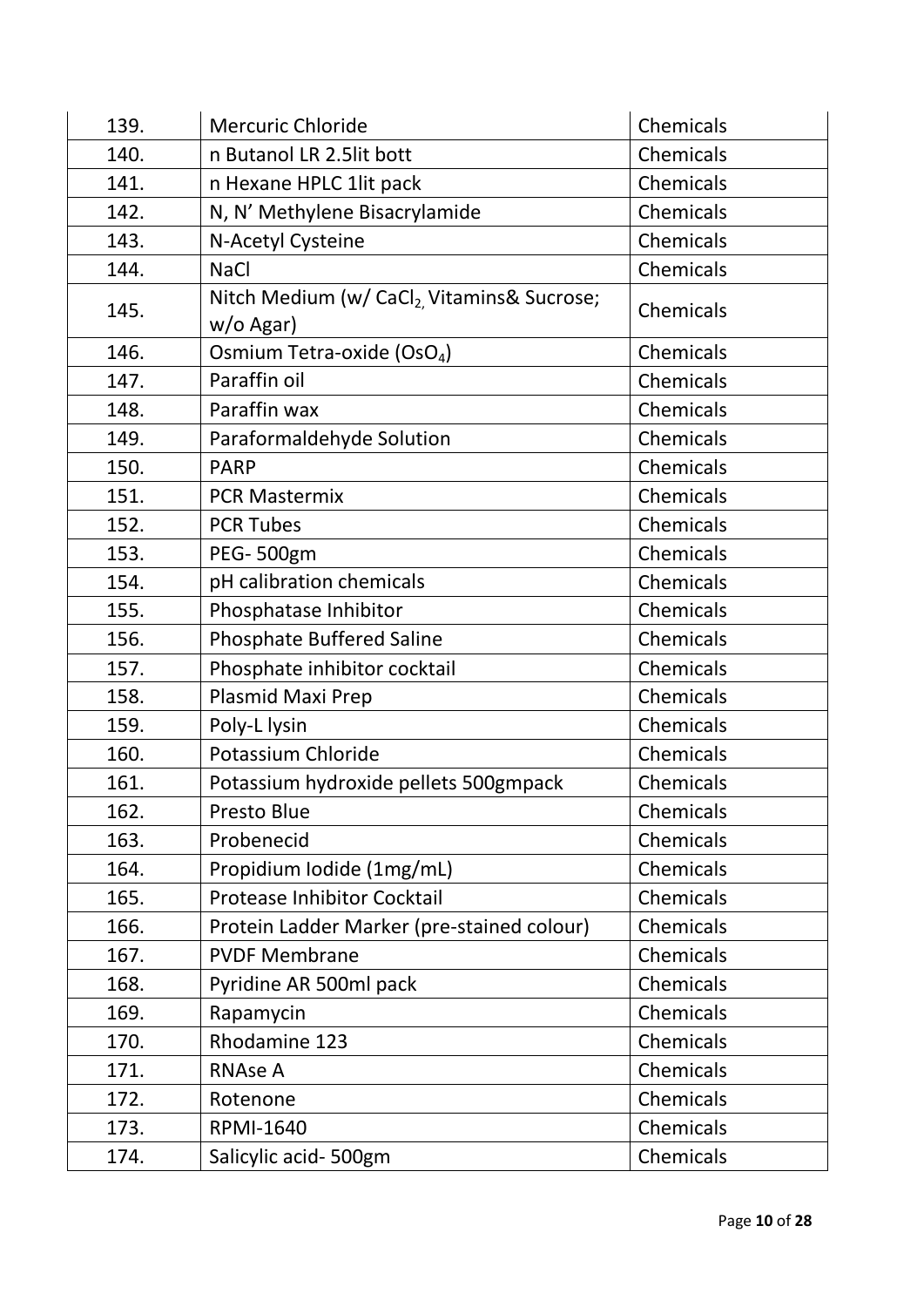| 139. | Mercuric Chloride | Chemicals |
|---|---|---|
| 140. | n Butanol LR 2.5lit bott | Chemicals |
| 141. | n Hexane HPLC 1lit pack | Chemicals |
| 142. | N, N' Methylene Bisacrylamide | Chemicals |
| 143. | N-Acetyl Cysteine | Chemicals |
| 144. | NaCl | Chemicals |
| 145. | Nitch Medium (w/ $CaCl_2$, Vitamins& Sucrose; w/o Agar) | Chemicals |
| 146. | Osmium Tetra-oxide ($OsO_4$) | Chemicals |
| 147. | Paraffin oil | Chemicals |
| 148. | Paraffin wax | Chemicals |
| 149. | Paraformaldehyde Solution | Chemicals |
| 150. | PARP | Chemicals |
| 151. | PCR Mastermix | Chemicals |
| 152. | PCR Tubes | Chemicals |
| 153. | PEG- 500gm | Chemicals |
| 154. | pH calibration chemicals | Chemicals |
| 155. | Phosphatase Inhibitor | Chemicals |
| 156. | Phosphate Buffered Saline | Chemicals |
| 157. | Phosphate inhibitor cocktail | Chemicals |
| 158. | Plasmid Maxi Prep | Chemicals |
| 159. | Poly-L lysin | Chemicals |
| 160. | Potassium Chloride | Chemicals |
| 161. | Potassium hydroxide pellets 500gmpack | Chemicals |
| 162. | Presto Blue | Chemicals |
| 163. | Probenecid | Chemicals |
| 164. | Propidium Iodide (1mg/mL) | Chemicals |
| 165. | Protease Inhibitor Cocktail | Chemicals |
| 166. | Protein Ladder Marker (pre-stained colour) | Chemicals |
| 167. | PVDF Membrane | Chemicals |
| 168. | Pyridine AR 500ml pack | Chemicals |
| 169. | Rapamycin | Chemicals |
| 170. | Rhodamine 123 | Chemicals |
| 171. | RNAse A | Chemicals |
| 172. | Rotenone | Chemicals |
| 173. | RPMI-1640 | Chemicals |
| 174. | Salicylic acid- 500gm | Chemicals |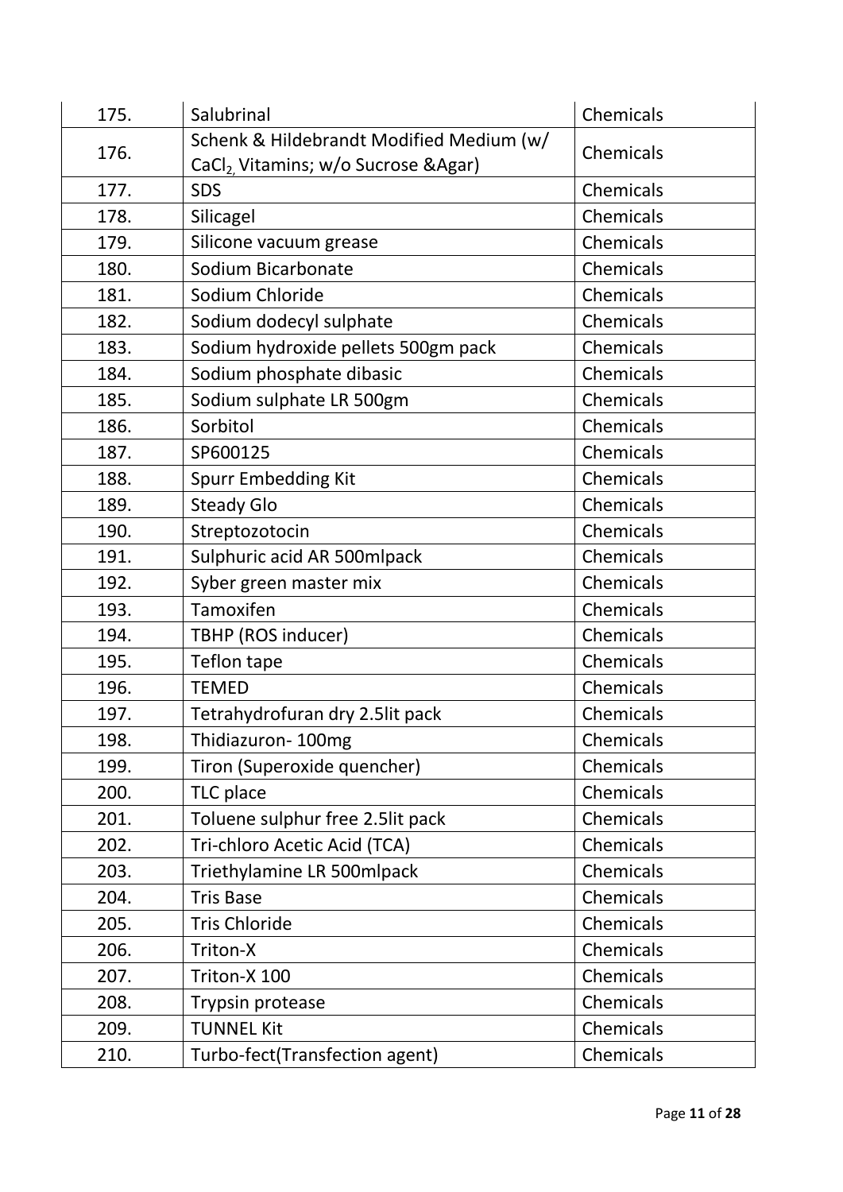| 175. | Salubrinal | Chemicals |
|---|---|---|
| 176. | Schenk & Hildebrandt Modified Medium (w/ $CaCl_2$, Vitamins; w/o Sucrose &Agar) | Chemicals |
| 177. | SDS | Chemicals |
| 178. | Silicagel | Chemicals |
| 179. | Silicone vacuum grease | Chemicals |
| 180. | Sodium Bicarbonate | Chemicals |
| 181. | Sodium Chloride | Chemicals |
| 182. | Sodium dodecyl sulphate | Chemicals |
| 183. | Sodium hydroxide pellets 500gm pack | Chemicals |
| 184. | Sodium phosphate dibasic | Chemicals |
| 185. | Sodium sulphate LR 500gm | Chemicals |
| 186. | Sorbitol | Chemicals |
| 187. | SP600125 | Chemicals |
| 188. | Spurr Embedding Kit | Chemicals |
| 189. | Steady Glo | Chemicals |
| 190. | Streptozotocin | Chemicals |
| 191. | Sulphuric acid AR 500mlpack | Chemicals |
| 192. | Syber green master mix | Chemicals |
| 193. | Tamoxifen | Chemicals |
| 194. | TBHP (ROS inducer) | Chemicals |
| 195. | Teflon tape | Chemicals |
| 196. | TEMED | Chemicals |
| 197. | Tetrahydrofuran dry 2.5lit pack | Chemicals |
| 198. | Thidiazuron- 100mg | Chemicals |
| 199. | Tiron (Superoxide quencher) | Chemicals |
| 200. | TLC place | Chemicals |
| 201. | Toluene sulphur free 2.5lit pack | Chemicals |
| 202. | Tri-chloro Acetic Acid (TCA) | Chemicals |
| 203. | Triethylamine LR 500mlpack | Chemicals |
| 204. | Tris Base | Chemicals |
| 205. | Tris Chloride | Chemicals |
| 206. | Triton-X | Chemicals |
| 207. | Triton-X 100 | Chemicals |
| 208. | Trypsin protease | Chemicals |
| 209. | TUNNEL Kit | Chemicals |
| 210. | Turbo-fect(Transfection agent) | Chemicals |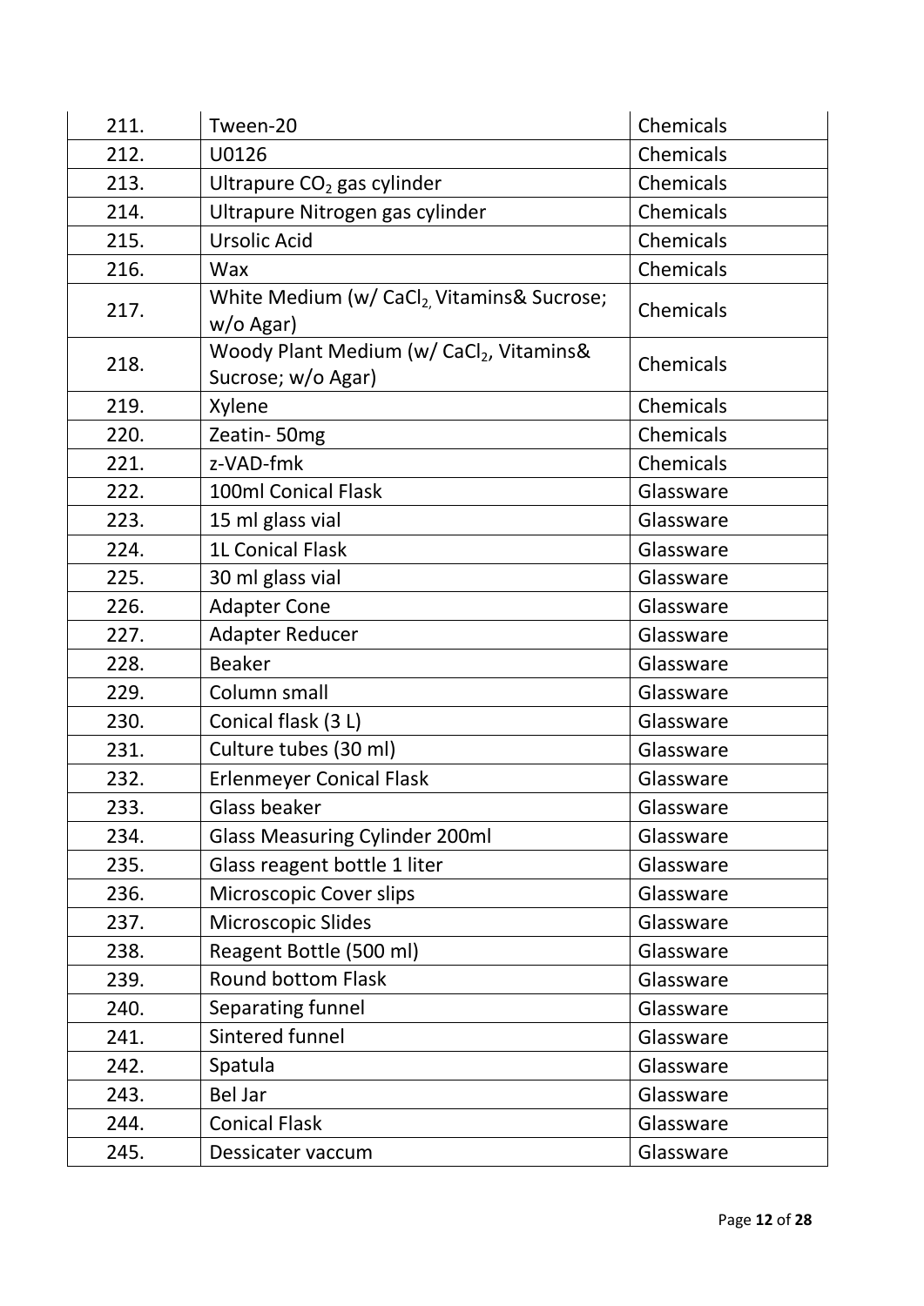| 211. | Tween-20 | Chemicals |
|---|---|---|
| 212. | U0126 | Chemicals |
| 213. | Ultrapure $CO_2$ gas cylinder | Chemicals |
| 214. | Ultrapure Nitrogen gas cylinder | Chemicals |
| 215. | Ursolic Acid | Chemicals |
| 216. | Wax | Chemicals |
| 217. | White Medium (w/ $CaCl_2$, Vitamins& Sucrose; w/o Agar) | Chemicals |
| 218. | Woody Plant Medium (w/ $CaCl_2$, Vitamins& Sucrose; w/o Agar) | Chemicals |
| 219. | Xylene | Chemicals |
| 220. | Zeatin- 50mg | Chemicals |
| 221. | z-VAD-fmk | Chemicals |
| 222. | 100ml Conical Flask | Glassware |
| 223. | 15 ml glass vial | Glassware |
| 224. | 1L Conical Flask | Glassware |
| 225. | 30 ml glass vial | Glassware |
| 226. | Adapter Cone | Glassware |
| 227. | Adapter Reducer | Glassware |
| 228. | Beaker | Glassware |
| 229. | Column small | Glassware |
| 230. | Conical flask (3 L) | Glassware |
| 231. | Culture tubes (30 ml) | Glassware |
| 232. | Erlenmeyer Conical Flask | Glassware |
| 233. | Glass beaker | Glassware |
| 234. | Glass Measuring Cylinder 200ml | Glassware |
| 235. | Glass reagent bottle 1 liter | Glassware |
| 236. | Microscopic Cover slips | Glassware |
| 237. | Microscopic Slides | Glassware |
| 238. | Reagent Bottle (500 ml) | Glassware |
| 239. | Round bottom Flask | Glassware |
| 240. | Separating funnel | Glassware |
| 241. | Sintered funnel | Glassware |
| 242. | Spatula | Glassware |
| 243. | Bel Jar | Glassware |
| 244. | Conical Flask | Glassware |
| 245. | Dessicater vaccum | Glassware |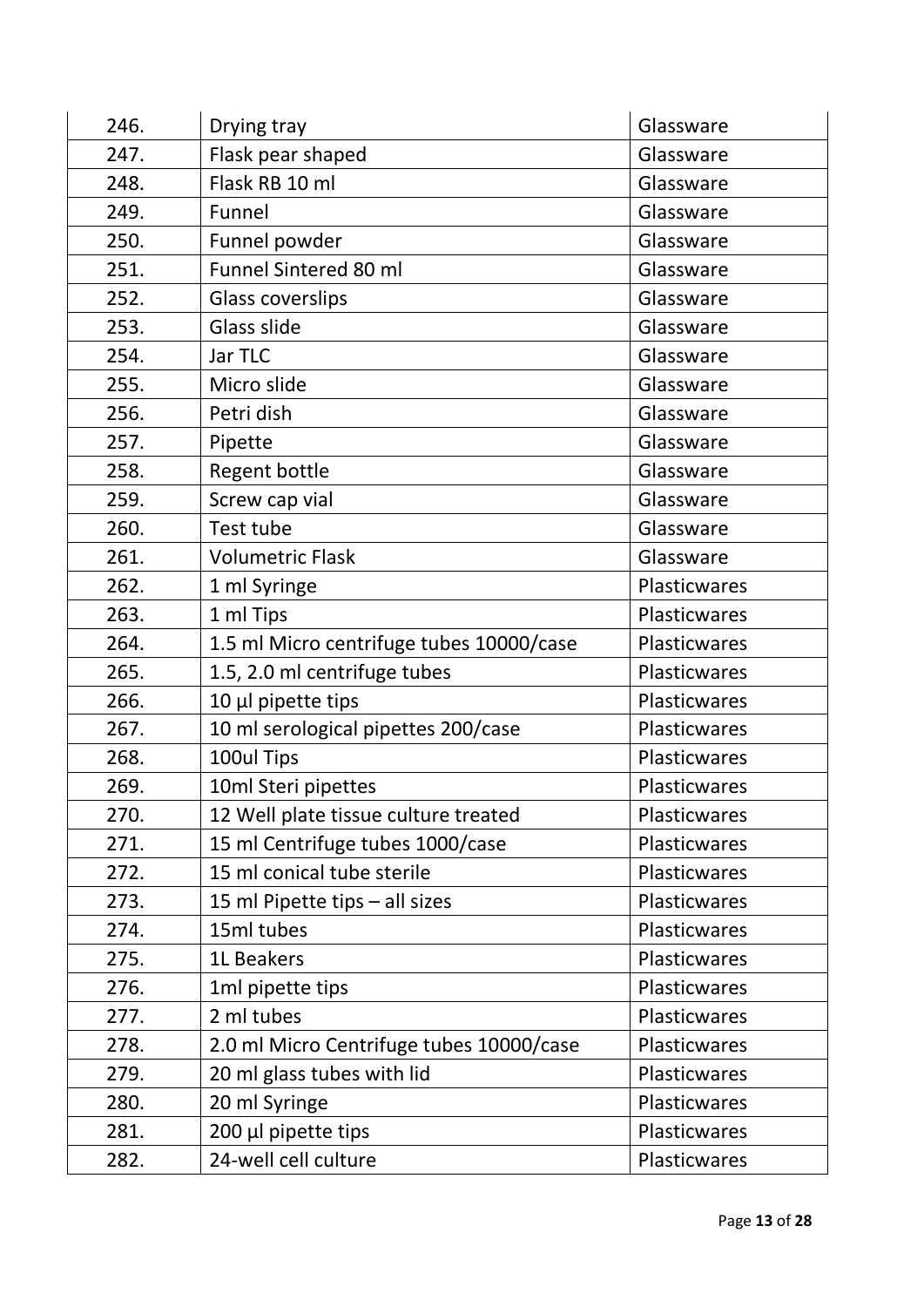| 246. | Drying tray | Glassware |
|---|---|---|
| 247. | Flask pear shaped | Glassware |
| 248. | Flask RB 10 ml | Glassware |
| 249. | Funnel | Glassware |
| 250. | Funnel powder | Glassware |
| 251. | Funnel Sintered 80 ml | Glassware |
| 252. | Glass coverslips | Glassware |
| 253. | Glass slide | Glassware |
| 254. | Jar TLC | Glassware |
| 255. | Micro slide | Glassware |
| 256. | Petri dish | Glassware |
| 257. | Pipette | Glassware |
| 258. | Regent bottle | Glassware |
| 259. | Screw cap vial | Glassware |
| 260. | Test tube | Glassware |
| 261. | Volumetric Flask | Glassware |
| 262. | 1 ml Syringe | Plasticwares |
| 263. | 1 ml Tips | Plasticwares |
| 264. | 1.5 ml Micro centrifuge tubes 10000/case | Plasticwares |
| 265. | 1.5, 2.0 ml centrifuge tubes | Plasticwares |
| 266. | 10 µl pipette tips | Plasticwares |
| 267. | 10 ml serological pipettes 200/case | Plasticwares |
| 268. | 100ul Tips | Plasticwares |
| 269. | 10ml Steri pipettes | Plasticwares |
| 270. | 12 Well plate tissue culture treated | Plasticwares |
| 271. | 15 ml Centrifuge tubes 1000/case | Plasticwares |
| 272. | 15 ml conical tube sterile | Plasticwares |
| 273. | 15 ml Pipette tips – all sizes | Plasticwares |
| 274. | 15ml tubes | Plasticwares |
| 275. | 1L Beakers | Plasticwares |
| 276. | 1ml pipette tips | Plasticwares |
| 277. | 2 ml tubes | Plasticwares |
| 278. | 2.0 ml Micro Centrifuge tubes 10000/case | Plasticwares |
| 279. | 20 ml glass tubes with lid | Plasticwares |
| 280. | 20 ml Syringe | Plasticwares |
| 281. | 200 µl pipette tips | Plasticwares |
| 282. | 24-well cell culture | Plasticwares |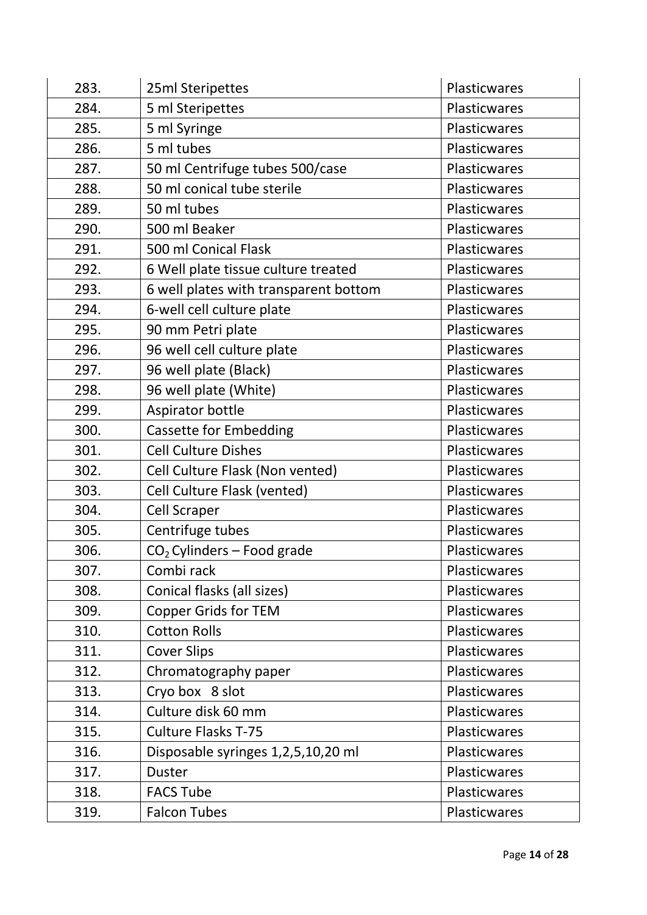| 283. | 25ml Steripettes | Plasticwares |
|---|---|---|
| 284. | 5 ml Steripettes | Plasticwares |
| 285. | 5 ml Syringe | Plasticwares |
| 286. | 5 ml tubes | Plasticwares |
| 287. | 50 ml Centrifuge tubes 500/case | Plasticwares |
| 288. | 50 ml conical tube sterile | Plasticwares |
| 289. | 50 ml tubes | Plasticwares |
| 290. | 500 ml Beaker | Plasticwares |
| 291. | 500 ml Conical Flask | Plasticwares |
| 292. | 6 Well plate tissue culture treated | Plasticwares |
| 293. | 6 well plates with transparent bottom | Plasticwares |
| 294. | 6-well cell culture plate | Plasticwares |
| 295. | 90 mm Petri plate | Plasticwares |
| 296. | 96 well cell culture plate | Plasticwares |
| 297. | 96 well plate (Black) | Plasticwares |
| 298. | 96 well plate (White) | Plasticwares |
| 299. | Aspirator bottle | Plasticwares |
| 300. | Cassette for Embedding | Plasticwares |
| 301. | Cell Culture Dishes | Plasticwares |
| 302. | Cell Culture Flask (Non vented) | Plasticwares |
| 303. | Cell Culture Flask (vented) | Plasticwares |
| 304. | Cell Scraper | Plasticwares |
| 305. | Centrifuge tubes | Plasticwares |
| 306. | $CO_2$ Cylinders – Food grade | Plasticwares |
| 307. | Combi rack | Plasticwares |
| 308. | Conical flasks (all sizes) | Plasticwares |
| 309. | Copper Grids for TEM | Plasticwares |
| 310. | Cotton Rolls | Plasticwares |
| 311. | Cover Slips | Plasticwares |
| 312. | Chromatography paper | Plasticwares |
| 313. | Cryo box 8 slot | Plasticwares |
| 314. | Culture disk 60 mm | Plasticwares |
| 315. | Culture Flasks T-75 | Plasticwares |
| 316. | Disposable syringes 1,2,5,10,20 ml | Plasticwares |
| 317. | Duster | Plasticwares |
| 318. | FACS Tube | Plasticwares |
| 319. | Falcon Tubes | Plasticwares |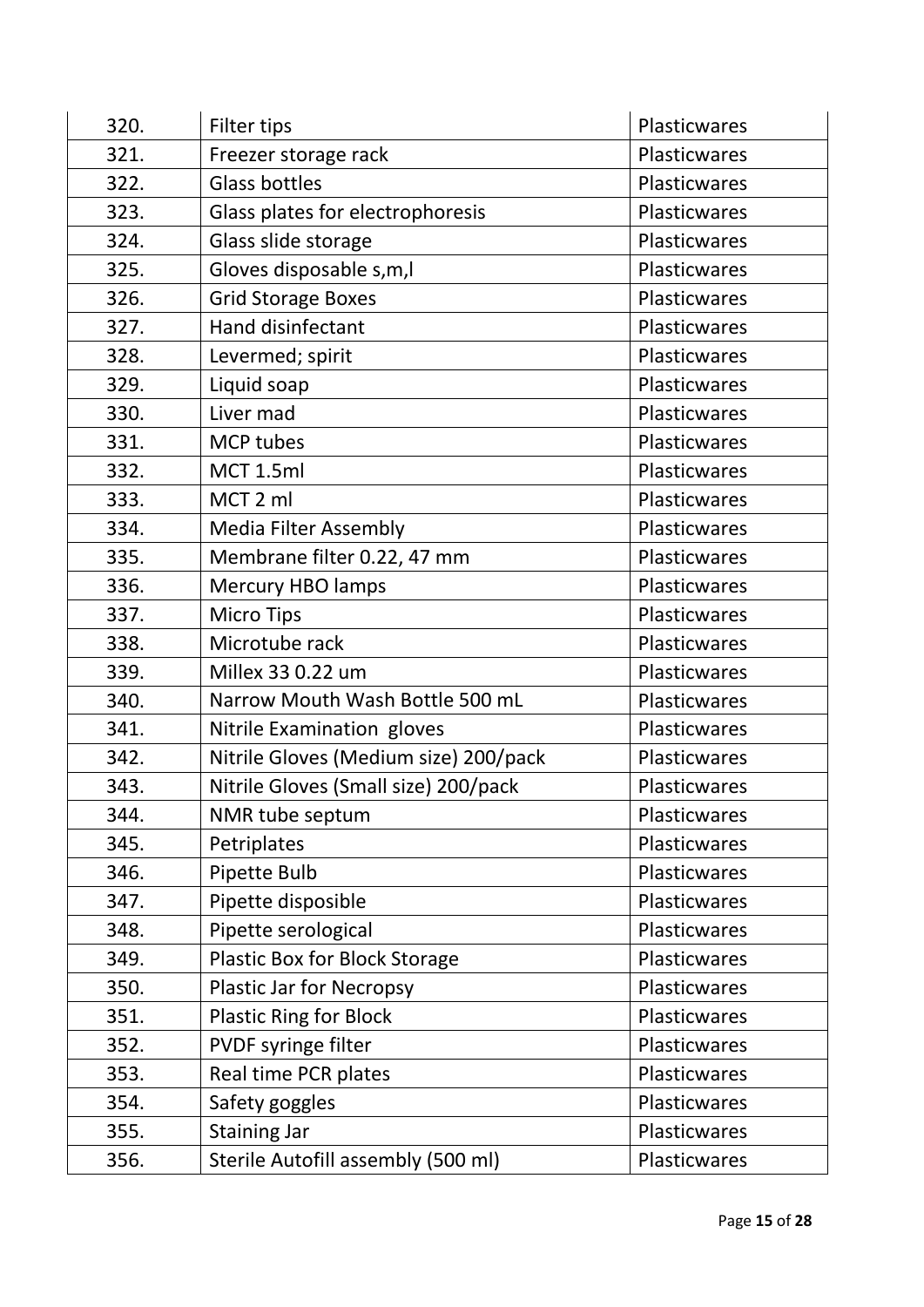| | | |
|---|---|---|
| 320. | Filter tips | Plasticwares |
| 321. | Freezer storage rack | Plasticwares |
| 322. | Glass bottles | Plasticwares |
| 323. | Glass plates for electrophoresis | Plasticwares |
| 324. | Glass slide storage | Plasticwares |
| 325. | Gloves disposable s,m,l | Plasticwares |
| 326. | Grid Storage Boxes | Plasticwares |
| 327. | Hand disinfectant | Plasticwares |
| 328. | Levermed; spirit | Plasticwares |
| 329. | Liquid soap | Plasticwares |
| 330. | Liver mad | Plasticwares |
| 331. | MCP tubes | Plasticwares |
| 332. | MCT 1.5ml | Plasticwares |
| 333. | MCT 2 ml | Plasticwares |
| 334. | Media Filter Assembly | Plasticwares |
| 335. | Membrane filter 0.22, 47 mm | Plasticwares |
| 336. | Mercury HBO lamps | Plasticwares |
| 337. | Micro Tips | Plasticwares |
| 338. | Microtube rack | Plasticwares |
| 339. | Millex 33 0.22 um | Plasticwares |
| 340. | Narrow Mouth Wash Bottle 500 mL | Plasticwares |
| 341. | Nitrile Examination gloves | Plasticwares |
| 342. | Nitrile Gloves (Medium size) 200/pack | Plasticwares |
| 343. | Nitrile Gloves (Small size) 200/pack | Plasticwares |
| 344. | NMR tube septum | Plasticwares |
| 345. | Petriplates | Plasticwares |
| 346. | Pipette Bulb | Plasticwares |
| 347. | Pipette disposible | Plasticwares |
| 348. | Pipette serological | Plasticwares |
| 349. | Plastic Box for Block Storage | Plasticwares |
| 350. | Plastic Jar for Necropsy | Plasticwares |
| 351. | Plastic Ring for Block | Plasticwares |
| 352. | PVDF syringe filter | Plasticwares |
| 353. | Real time PCR plates | Plasticwares |
| 354. | Safety goggles | Plasticwares |
| 355. | Staining Jar | Plasticwares |
| 356. | Sterile Autofill assembly (500 ml) | Plasticwares |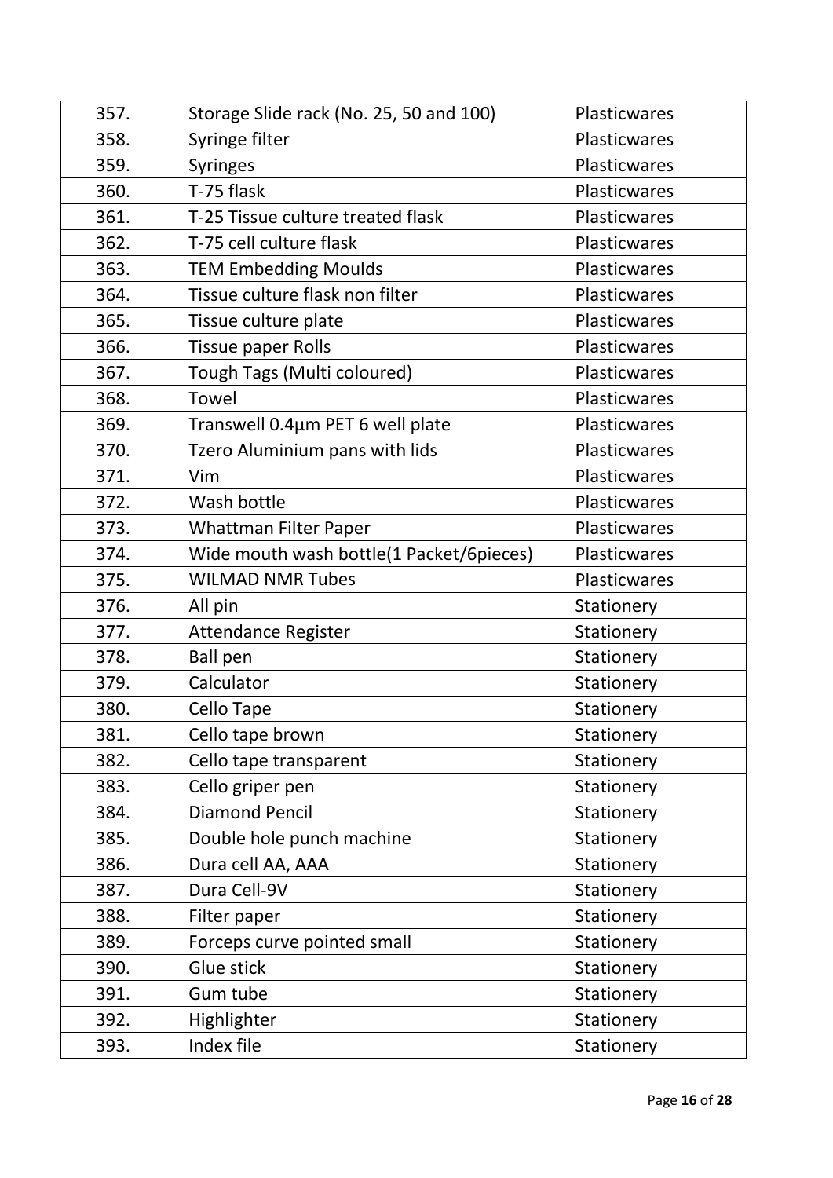| 357. | Storage Slide rack (No. 25, 50 and 100) | Plasticwares |
|---|---|---|
| 358. | Syringe filter | Plasticwares |
| 359. | Syringes | Plasticwares |
| 360. | T-75 flask | Plasticwares |
| 361. | T-25 Tissue culture treated flask | Plasticwares |
| 362. | T-75 cell culture flask | Plasticwares |
| 363. | TEM Embedding Moulds | Plasticwares |
| 364. | Tissue culture flask non filter | Plasticwares |
| 365. | Tissue culture plate | Plasticwares |
| 366. | Tissue paper Rolls | Plasticwares |
| 367. | Tough Tags (Multi coloured) | Plasticwares |
| 368. | Towel | Plasticwares |
| 369. | Transwell 0.4µm PET 6 well plate | Plasticwares |
| 370. | Tzero Aluminium pans with lids | Plasticwares |
| 371. | Vim | Plasticwares |
| 372. | Wash bottle | Plasticwares |
| 373. | Whattman Filter Paper | Plasticwares |
| 374. | Wide mouth wash bottle(1 Packet/6pieces) | Plasticwares |
| 375. | WILMAD NMR Tubes | Plasticwares |
| 376. | All pin | Stationery |
| 377. | Attendance Register | Stationery |
| 378. | Ball pen | Stationery |
| 379. | Calculator | Stationery |
| 380. | Cello Tape | Stationery |
| 381. | Cello tape brown | Stationery |
| 382. | Cello tape transparent | Stationery |
| 383. | Cello griper pen | Stationery |
| 384. | Diamond Pencil | Stationery |
| 385. | Double hole punch machine | Stationery |
| 386. | Dura cell AA, AAA | Stationery |
| 387. | Dura Cell-9V | Stationery |
| 388. | Filter paper | Stationery |
| 389. | Forceps curve pointed small | Stationery |
| 390. | Glue stick | Stationery |
| 391. | Gum tube | Stationery |
| 392. | Highlighter | Stationery |
| 393. | Index file | Stationery |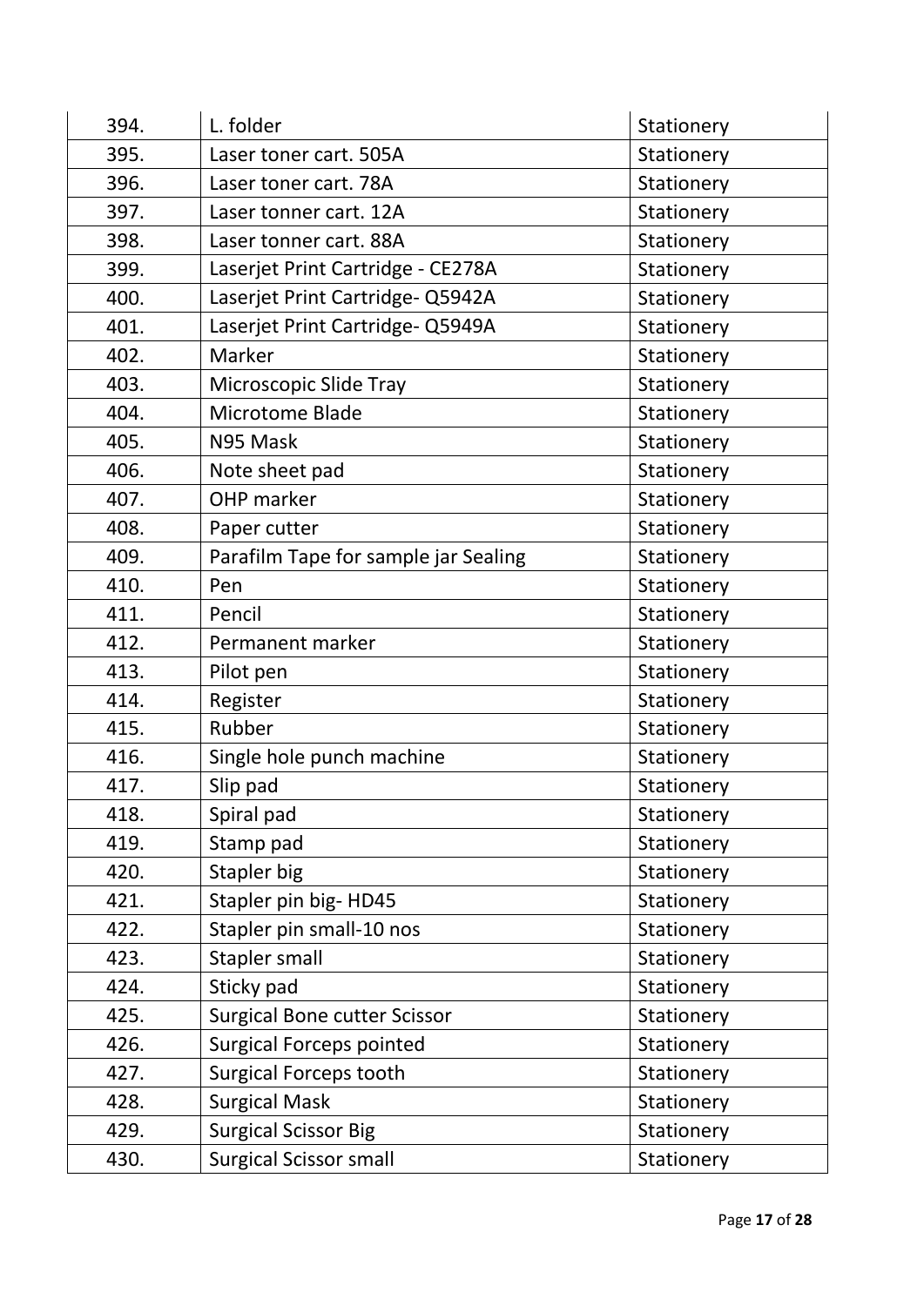| | | |
|---|---|---|
| 394. | L. folder | Stationery |
| 395. | Laser toner cart. 505A | Stationery |
| 396. | Laser toner cart. 78A | Stationery |
| 397. | Laser tonner cart. 12A | Stationery |
| 398. | Laser tonner cart. 88A | Stationery |
| 399. | Laserjet Print Cartridge - CE278A | Stationery |
| 400. | Laserjet Print Cartridge- Q5942A | Stationery |
| 401. | Laserjet Print Cartridge- Q5949A | Stationery |
| 402. | Marker | Stationery |
| 403. | Microscopic Slide Tray | Stationery |
| 404. | Microtome Blade | Stationery |
| 405. | N95 Mask | Stationery |
| 406. | Note sheet pad | Stationery |
| 407. | OHP marker | Stationery |
| 408. | Paper cutter | Stationery |
| 409. | Parafilm Tape for sample jar Sealing | Stationery |
| 410. | Pen | Stationery |
| 411. | Pencil | Stationery |
| 412. | Permanent marker | Stationery |
| 413. | Pilot pen | Stationery |
| 414. | Register | Stationery |
| 415. | Rubber | Stationery |
| 416. | Single hole punch machine | Stationery |
| 417. | Slip pad | Stationery |
| 418. | Spiral pad | Stationery |
| 419. | Stamp pad | Stationery |
| 420. | Stapler big | Stationery |
| 421. | Stapler pin big- HD45 | Stationery |
| 422. | Stapler pin small-10 nos | Stationery |
| 423. | Stapler small | Stationery |
| 424. | Sticky pad | Stationery |
| 425. | Surgical Bone cutter Scissor | Stationery |
| 426. | Surgical Forceps pointed | Stationery |
| 427. | Surgical Forceps tooth | Stationery |
| 428. | Surgical Mask | Stationery |
| 429. | Surgical Scissor Big | Stationery |
| 430. | Surgical Scissor small | Stationery |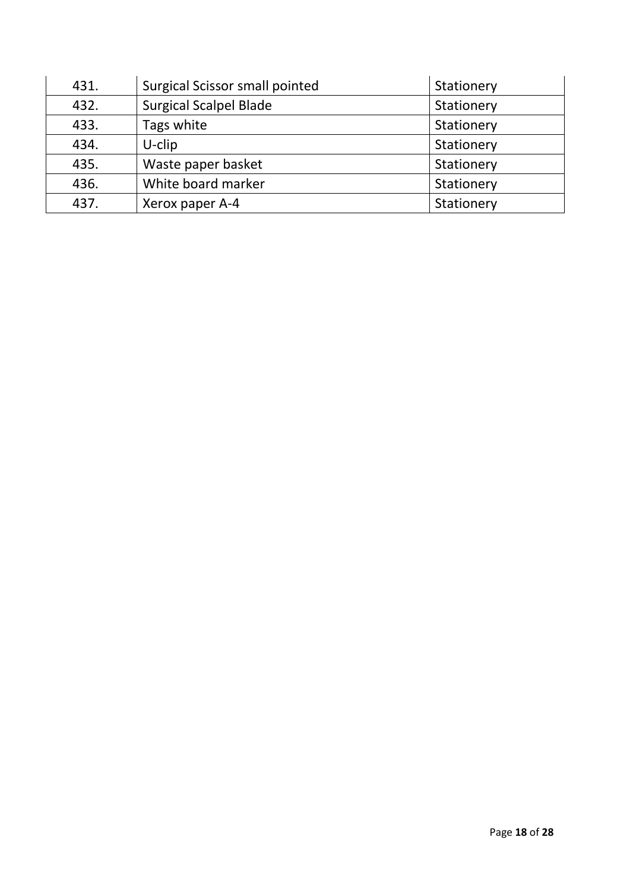| 431. | Surgical Scissor small pointed | Stationery |
|---|---|---|
| 432. | Surgical Scalpel Blade | Stationery |
| 433. | Tags white | Stationery |
| 434. | U-clip | Stationery |
| 435. | Waste paper basket | Stationery |
| 436. | White board marker | Stationery |
| 437. | Xerox paper A-4 | Stationery |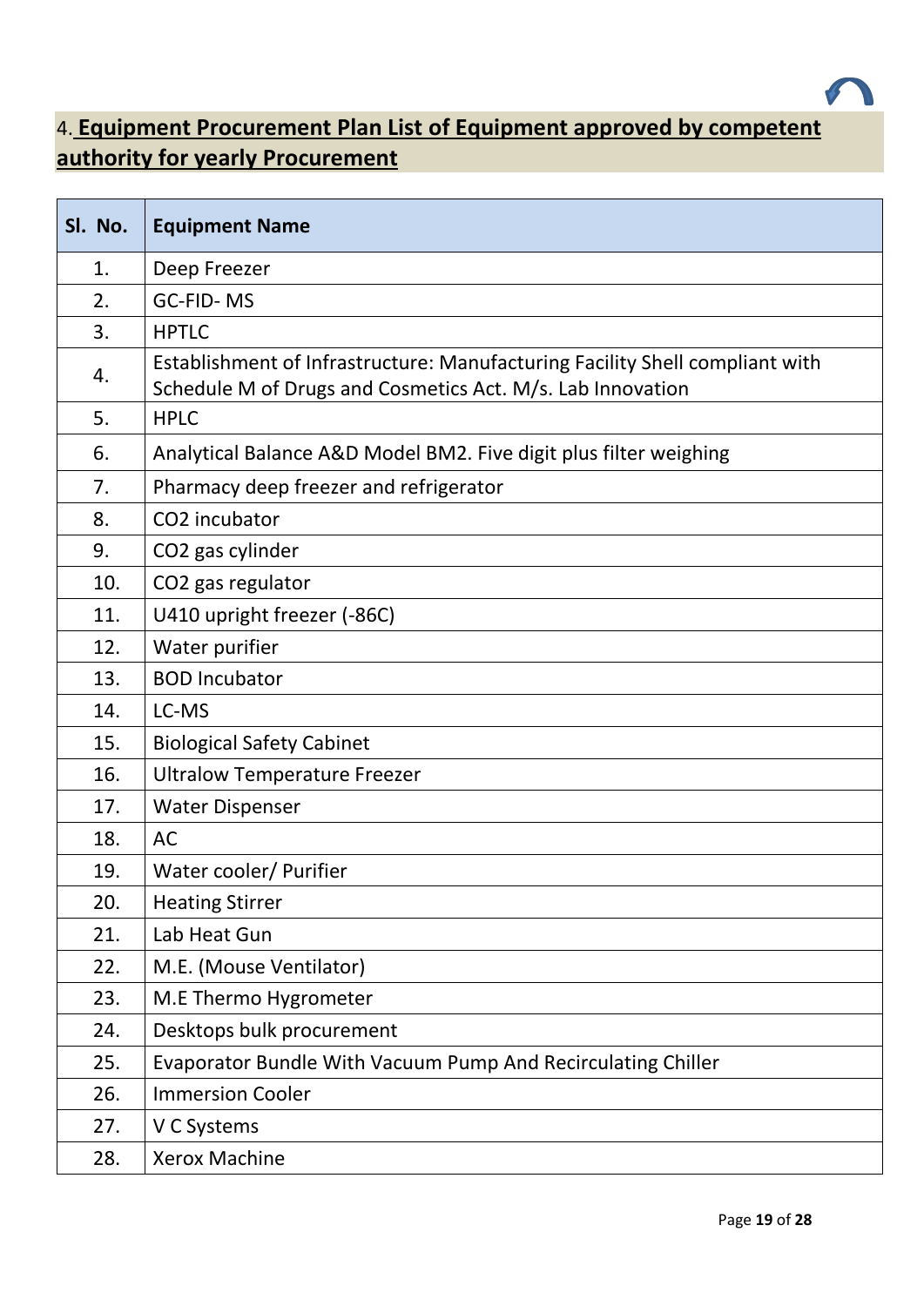## 4. Equipment Procurement Plan List of Equipment approved by competent authority for yearly Procurement

| Sl. No. | Equipment Name |
|---|---|
| 1. | Deep Freezer |
| 2. | GC-FID- MS |
| 3. | HPTLC |
| 4. | Establishment of Infrastructure: Manufacturing Facility Shell compliant with Schedule M of Drugs and Cosmetics Act. M/s. Lab Innovation |
| 5. | HPLC |
| 6. | Analytical Balance A&D Model BM2. Five digit plus filter weighing |
| 7. | Pharmacy deep freezer and refrigerator |
| 8. | $CO_2$ incubator |
| 9. | $CO_2$ gas cylinder |
| 10. | $CO_2$ gas regulator |
| 11. | U410 upright freezer (-86C) |
| 12. | Water purifier |
| 13. | BOD Incubator |
| 14. | LC-MS |
| 15. | Biological Safety Cabinet |
| 16. | Ultralow Temperature Freezer |
| 17. | Water Dispenser |
| 18. | AC |
| 19. | Water cooler/ Purifier |
| 20. | Heating Stirrer |
| 21. | Lab Heat Gun |
| 22. | M.E. (Mouse Ventilator) |
| 23. | M.E Thermo Hygrometer |
| 24. | Desktops bulk procurement |
| 25. | Evaporator Bundle With Vacuum Pump And Recirculating Chiller |
| 26. | Immersion Cooler |
| 27. | V C Systems |
| 28. | Xerox Machine |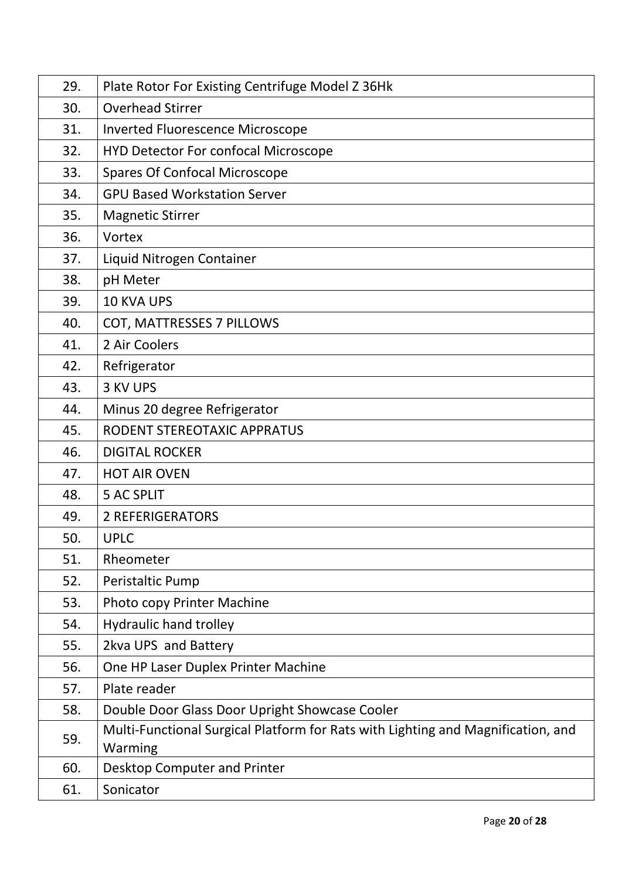| | |
|---|---|
| 29. | Plate Rotor For Existing Centrifuge Model Z 36Hk |
| 30. | Overhead Stirrer |
| 31. | Inverted Fluorescence Microscope |
| 32. | HYD Detector For confocal Microscope |
| 33. | Spares Of Confocal Microscope |
| 34. | GPU Based Workstation Server |
| 35. | Magnetic Stirrer |
| 36. | Vortex |
| 37. | Liquid Nitrogen Container |
| 38. | pH Meter |
| 39. | 10 KVA UPS |
| 40. | COT, MATTRESSES 7 PILLOWS |
| 41. | 2 Air Coolers |
| 42. | Refrigerator |
| 43. | 3 KV UPS |
| 44. | Minus 20 degree Refrigerator |
| 45. | RODENT STEREOTAXIC APPRATUS |
| 46. | DIGITAL ROCKER |
| 47. | HOT AIR OVEN |
| 48. | 5 AC SPLIT |
| 49. | 2 REFERIGERATORS |
| 50. | UPLC |
| 51. | Rheometer |
| 52. | Peristaltic Pump |
| 53. | Photo copy Printer Machine |
| 54. | Hydraulic hand trolley |
| 55. | 2kva UPS and Battery |
| 56. | One HP Laser Duplex Printer Machine |
| 57. | Plate reader |
| 58. | Double Door Glass Door Upright Showcase Cooler |
| 59. | Multi-Functional Surgical Platform for Rats with Lighting and Magnification, and Warming |
| 60. | Desktop Computer and Printer |
| 61. | Sonicator |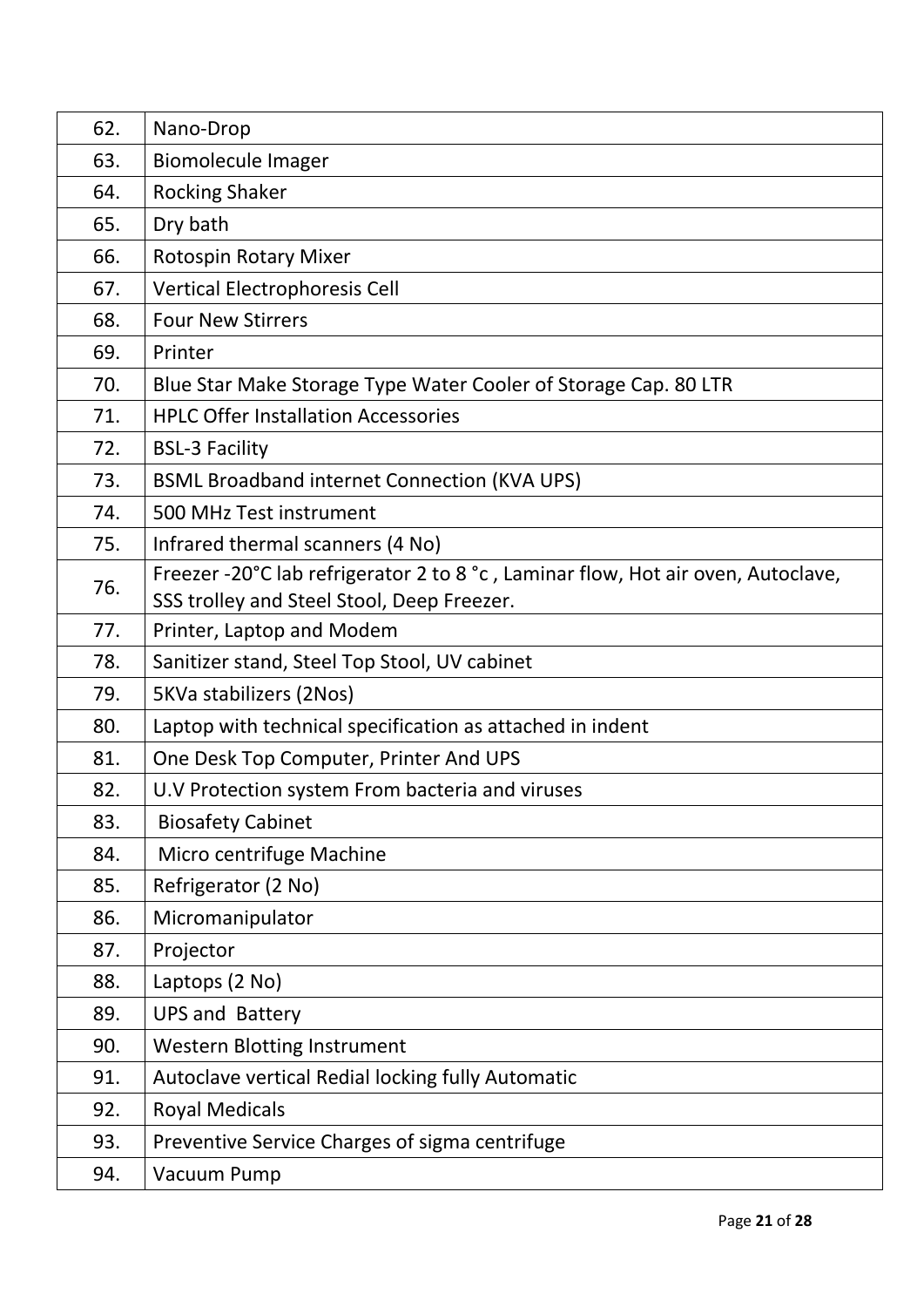|  |  |
| --- | --- |
| 62. | Nano-Drop |
| 63. | Biomolecule Imager |
| 64. | Rocking Shaker |
| 65. | Dry bath |
| 66. | Rotospin Rotary Mixer |
| 67. | Vertical Electrophoresis Cell |
| 68. | Four New Stirrers |
| 69. | Printer |
| 70. | Blue Star Make Storage Type Water Cooler of Storage Cap. 80 LTR |
| 71. | HPLC Offer Installation Accessories |
| 72. | BSL-3 Facility |
| 73. | BSML Broadband internet Connection (KVA UPS) |
| 74. | 500 MHz Test instrument |
| 75. | Infrared thermal scanners (4 No) |
| 76. | Freezer -20°C lab refrigerator 2 to 8 °c , Laminar flow, Hot air oven, Autoclave, SSS trolley and Steel Stool, Deep Freezer. |
| 77. | Printer, Laptop and Modem |
| 78. | Sanitizer stand, Steel Top Stool, UV cabinet |
| 79. | 5KVa stabilizers (2Nos) |
| 80. | Laptop with technical specification as attached in indent |
| 81. | One Desk Top Computer, Printer And UPS |
| 82. | U.V Protection system From bacteria and viruses |
| 83. | Biosafety Cabinet |
| 84. | Micro centrifuge Machine |
| 85. | Refrigerator (2 No) |
| 86. | Micromanipulator |
| 87. | Projector |
| 88. | Laptops (2 No) |
| 89. | UPS and Battery |
| 90. | Western Blotting Instrument |
| 91. | Autoclave vertical Redial locking fully Automatic |
| 92. | Royal Medicals |
| 93. | Preventive Service Charges of sigma centrifuge |
| 94. | Vacuum Pump |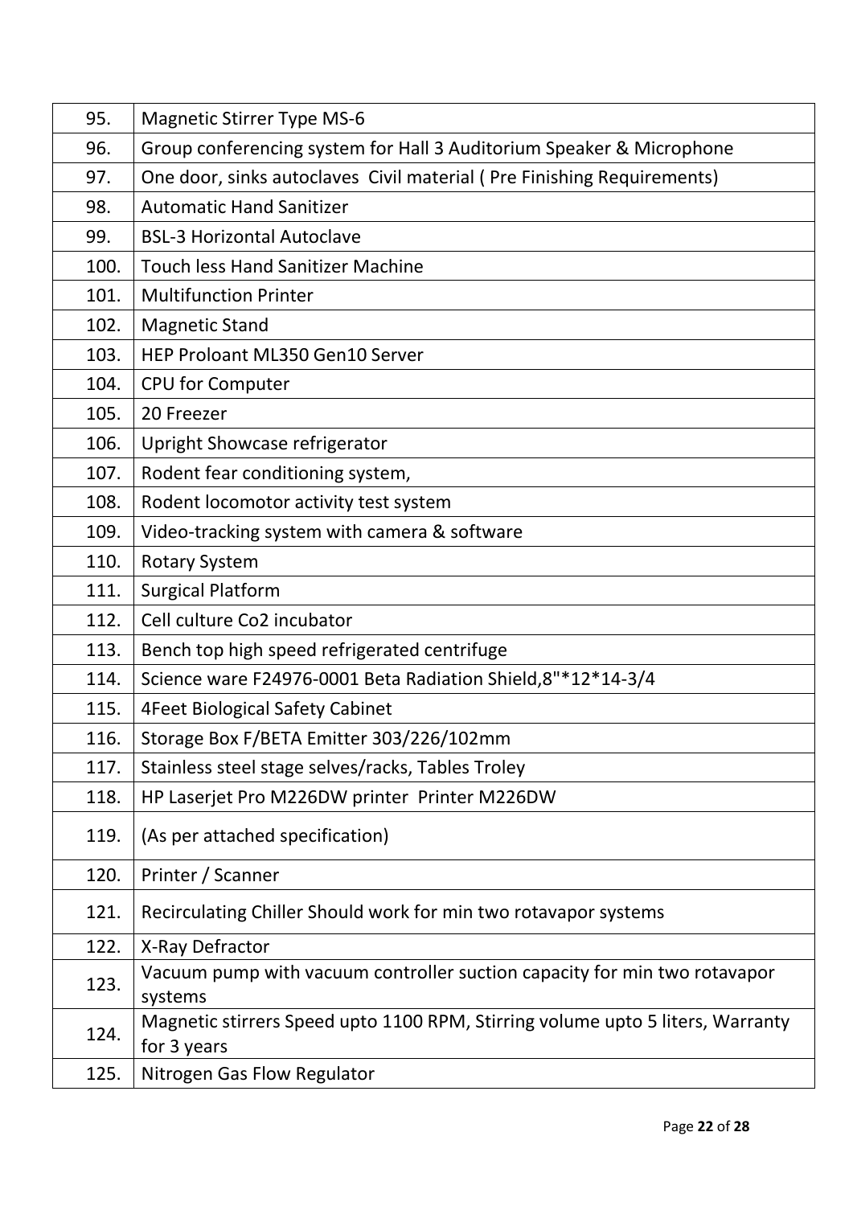| | |
|---|---|
| 95. | Magnetic Stirrer Type MS-6 |
| 96. | Group conferencing system for Hall 3 Auditorium Speaker & Microphone |
| 97. | One door, sinks autoclaves Civil material ( Pre Finishing Requirements) |
| 98. | Automatic Hand Sanitizer |
| 99. | BSL-3 Horizontal Autoclave |
| 100. | Touch less Hand Sanitizer Machine |
| 101. | Multifunction Printer |
| 102. | Magnetic Stand |
| 103. | HEP Proloant ML350 Gen10 Server |
| 104. | CPU for Computer |
| 105. | 20 Freezer |
| 106. | Upright Showcase refrigerator |
| 107. | Rodent fear conditioning system, |
| 108. | Rodent locomotor activity test system |
| 109. | Video-tracking system with camera & software |
| 110. | Rotary System |
| 111. | Surgical Platform |
| 112. | Cell culture Co2 incubator |
| 113. | Bench top high speed refrigerated centrifuge |
| 114. | Science ware F24976-0001 Beta Radiation Shield,8"*12*14-3/4 |
| 115. | 4Feet Biological Safety Cabinet |
| 116. | Storage Box F/BETA Emitter 303/226/102mm |
| 117. | Stainless steel stage selves/racks, Tables Troley |
| 118. | HP Laserjet Pro M226DW printer Printer M226DW |
| 119. | (As per attached specification) |
| 120. | Printer / Scanner |
| 121. | Recirculating Chiller Should work for min two rotavapor systems |
| 122. | X-Ray Defractor |
| 123. | Vacuum pump with vacuum controller suction capacity for min two rotavapor systems |
| 124. | Magnetic stirrers Speed upto 1100 RPM, Stirring volume upto 5 liters, Warranty for 3 years |
| 125. | Nitrogen Gas Flow Regulator |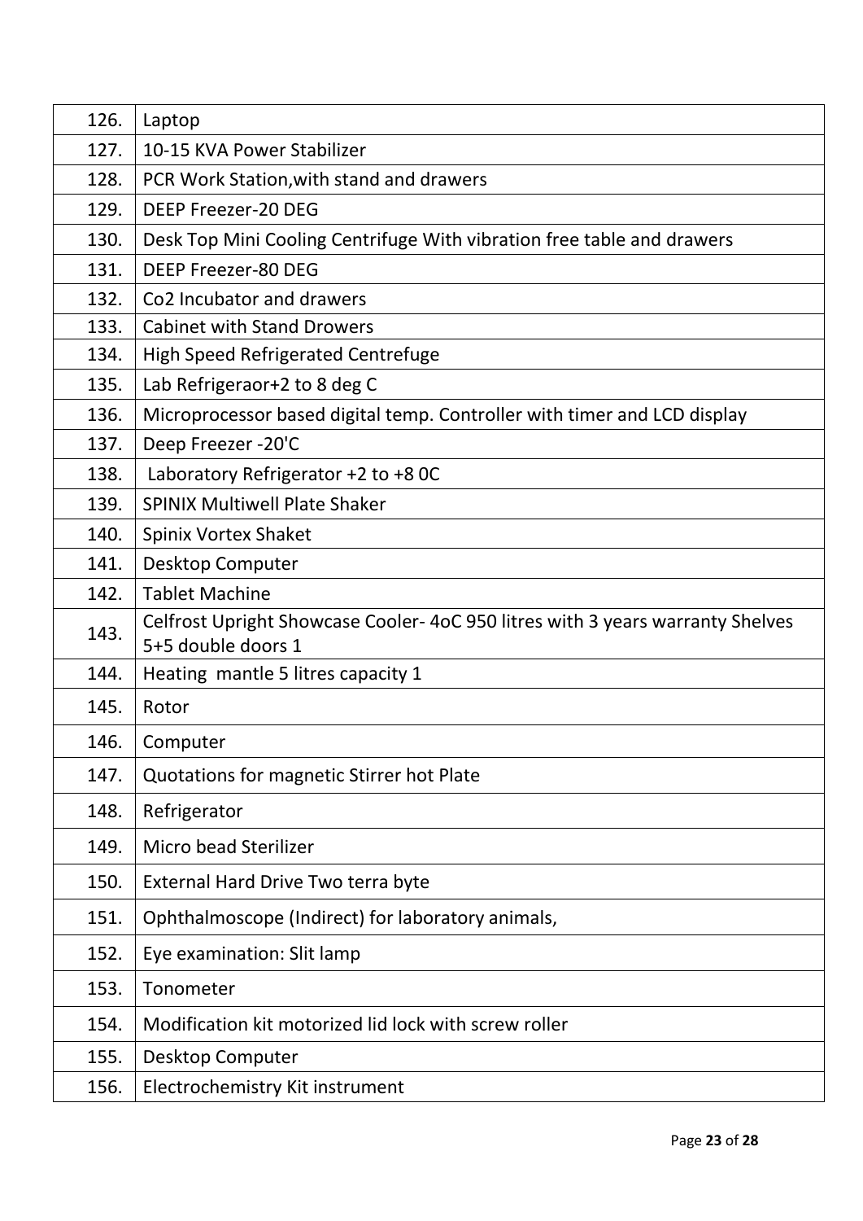| | |
|---|---|
| 126. | Laptop |
| 127. | 10-15 KVA Power Stabilizer |
| 128. | PCR Work Station,with stand and drawers |
| 129. | DEEP Freezer-20 DEG |
| 130. | Desk Top Mini Cooling Centrifuge With vibration free table and drawers |
| 131. | DEEP Freezer-80 DEG |
| 132. | Co2 Incubator and drawers |
| 133. | Cabinet with Stand Drowers |
| 134. | High Speed Refrigerated Centrefuge |
| 135. | Lab Refrigeraor+2 to 8 deg C |
| 136. | Microprocessor based digital temp. Controller with timer and LCD display |
| 137. | Deep Freezer -20'C |
| 138. | Laboratory Refrigerator +2 to +8 0C |
| 139. | SPINIX Multiwell Plate Shaker |
| 140. | Spinix Vortex Shaket |
| 141. | Desktop Computer |
| 142. | Tablet Machine |
| 143. | Celfrost Upright Showcase Cooler- 4oC 950 litres with 3 years warranty Shelves 5+5 double doors 1 |
| 144. | Heating mantle 5 litres capacity 1 |
| 145. | Rotor |
| 146. | Computer |
| 147. | Quotations for magnetic Stirrer hot Plate |
| 148. | Refrigerator |
| 149. | Micro bead Sterilizer |
| 150. | External Hard Drive Two terra byte |
| 151. | Ophthalmoscope (Indirect) for laboratory animals, |
| 152. | Eye examination: Slit lamp |
| 153. | Tonometer |
| 154. | Modification kit motorized lid lock with screw roller |
| 155. | Desktop Computer |
| 156. | Electrochemistry Kit instrument |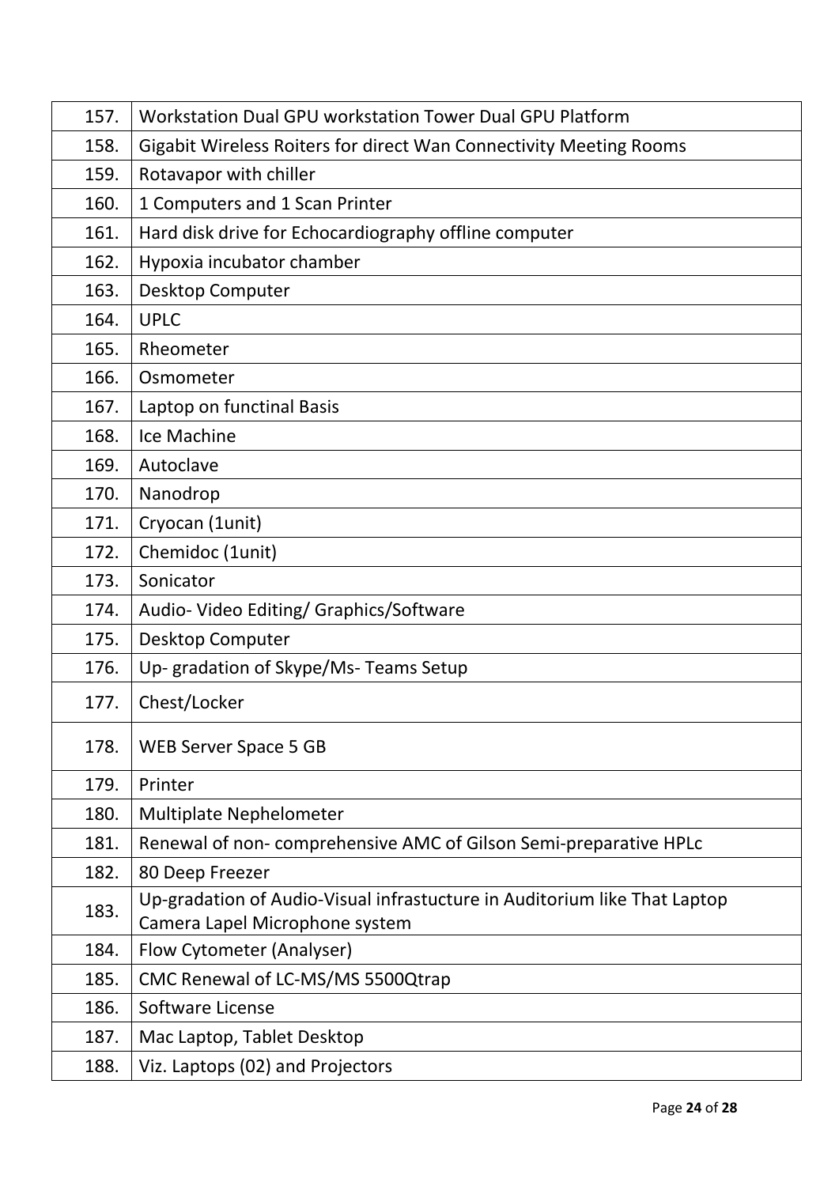| | |
|---|---|
| 157. | Workstation Dual GPU workstation Tower Dual GPU Platform |
| 158. | Gigabit Wireless Roiters for direct Wan Connectivity Meeting Rooms |
| 159. | Rotavapor with chiller |
| 160. | 1 Computers and 1 Scan Printer |
| 161. | Hard disk drive for Echocardiography offline computer |
| 162. | Hypoxia incubator chamber |
| 163. | Desktop Computer |
| 164. | UPLC |
| 165. | Rheometer |
| 166. | Osmometer |
| 167. | Laptop on functinal Basis |
| 168. | Ice Machine |
| 169. | Autoclave |
| 170. | Nanodrop |
| 171. | Cryocan (1unit) |
| 172. | Chemidoc (1unit) |
| 173. | Sonicator |
| 174. | Audio- Video Editing/ Graphics/Software |
| 175. | Desktop Computer |
| 176. | Up- gradation of Skype/Ms- Teams Setup |
| 177. | Chest/Locker |
| 178. | WEB Server Space 5 GB |
| 179. | Printer |
| 180. | Multiplate Nephelometer |
| 181. | Renewal of non- comprehensive AMC of Gilson Semi-preparative HPLc |
| 182. | 80 Deep Freezer |
| 183. | Up-gradation of Audio-Visual infrastucture in Auditorium like That Laptop Camera Lapel Microphone system |
| 184. | Flow Cytometer (Analyser) |
| 185. | CMC Renewal of LC-MS/MS 5500Qtrap |
| 186. | Software License |
| 187. | Mac Laptop, Tablet Desktop |
| 188. | Viz. Laptops (02) and Projectors |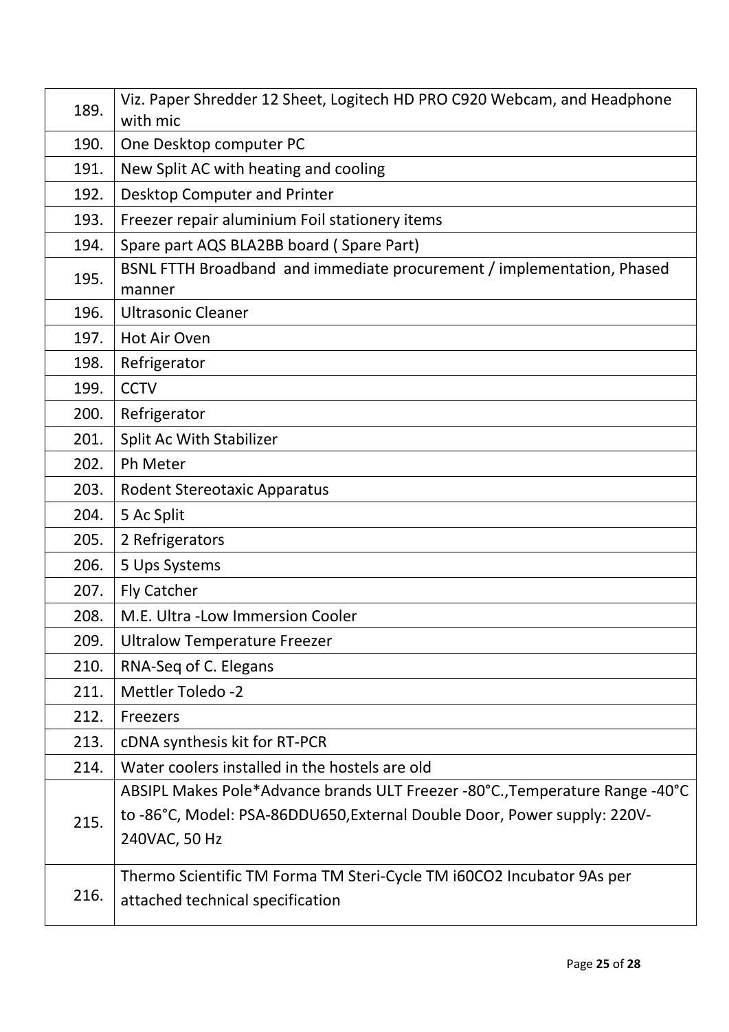| | |
|---|---|
| 189. | Viz. Paper Shredder 12 Sheet, Logitech HD PRO C920 Webcam, and Headphone with mic |
| 190. | One Desktop computer PC |
| 191. | New Split AC with heating and cooling |
| 192. | Desktop Computer and Printer |
| 193. | Freezer repair aluminium Foil stationery items |
| 194. | Spare part AQS BLA2BB board ( Spare Part) |
| 195. | BSNL FTTH Broadband and immediate procurement / implementation, Phased manner |
| 196. | Ultrasonic Cleaner |
| 197. | Hot Air Oven |
| 198. | Refrigerator |
| 199. | CCTV |
| 200. | Refrigerator |
| 201. | Split Ac With Stabilizer |
| 202. | Ph Meter |
| 203. | Rodent Stereotaxic Apparatus |
| 204. | 5 Ac Split |
| 205. | 2 Refrigerators |
| 206. | 5 Ups Systems |
| 207. | Fly Catcher |
| 208. | M.E. Ultra -Low Immersion Cooler |
| 209. | Ultralow Temperature Freezer |
| 210. | RNA-Seq of C. Elegans |
| 211. | Mettler Toledo -2 |
| 212. | Freezers |
| 213. | cDNA synthesis kit for RT-PCR |
| 214. | Water coolers installed in the hostels are old |
| 215. | ABSIPL Makes Pole*Advance brands ULT Freezer -80°C.,Temperature Range -40°C to -86°C, Model: PSA-86DDU650,External Double Door, Power supply: 220V-240VAC, 50 Hz |
| 216. | Thermo Scientific TM Forma TM Steri-Cycle TM i60CO2 Incubator 9As per attached technical specification |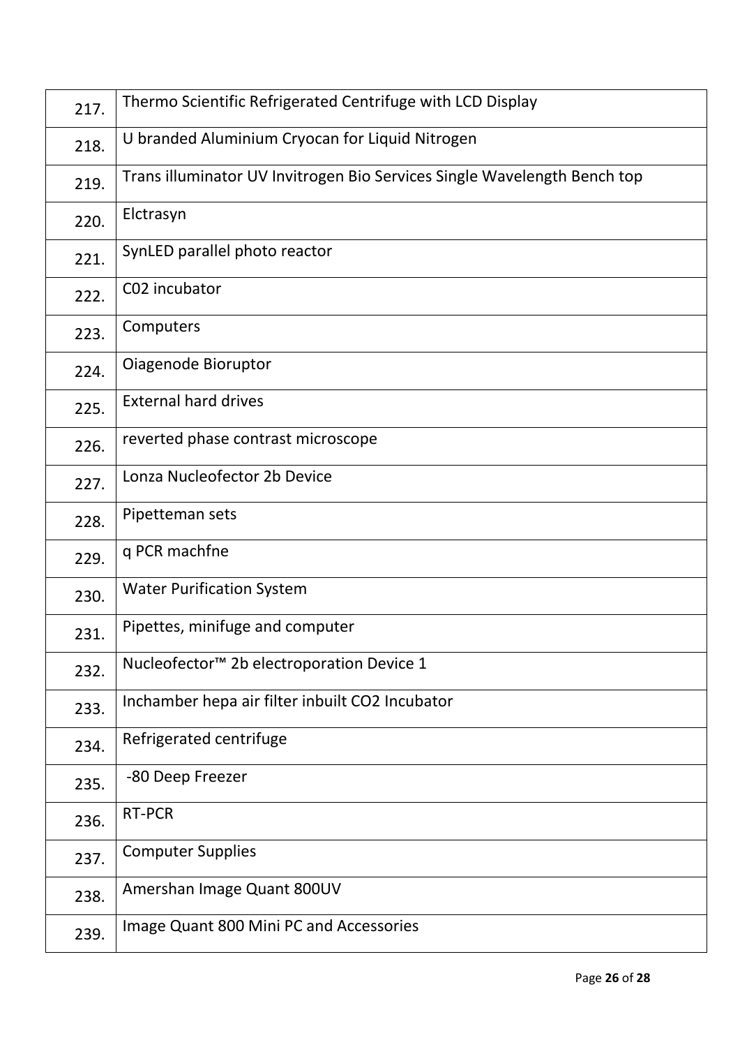| 217. | Thermo Scientific Refrigerated Centrifuge with LCD Display |
|---|---|
| 218. | U branded Aluminium Cryocan for Liquid Nitrogen |
| 219. | Trans illuminator UV Invitrogen Bio Services Single Wavelength Bench top |
| 220. | Elctrasyn |
| 221. | SynLED parallel photo reactor |
| 222. | C02 incubator |
| 223. | Computers |
| 224. | Oiagenode Bioruptor |
| 225. | External hard drives |
| 226. | reverted phase contrast microscope |
| 227. | Lonza Nucleofector 2b Device |
| 228. | Pipetteman sets |
| 229. | q PCR machfne |
| 230. | Water Purification System |
| 231. | Pipettes, minifuge and computer |
| 232. | Nucleofector™ 2b electroporation Device 1 |
| 233. | Inchamber hepa air filter inbuilt CO2 Incubator |
| 234. | Refrigerated centrifuge |
| 235. | -80 Deep Freezer |
| 236. | RT-PCR |
| 237. | Computer Supplies |
| 238. | Amershan Image Quant 800UV |
| 239. | Image Quant 800 Mini PC and Accessories |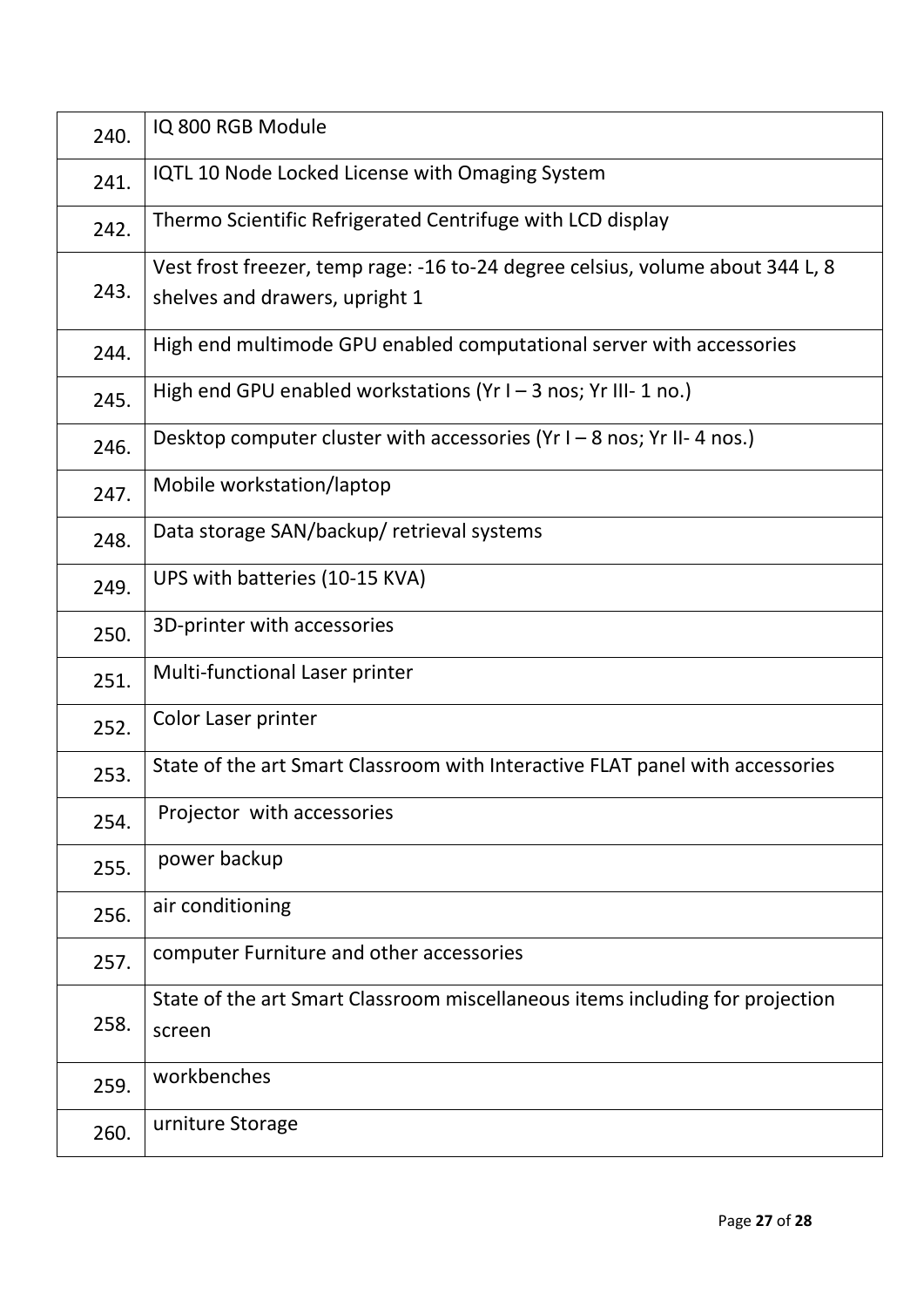| | |
|---|---|
| 240. | IQ 800 RGB Module |
| 241. | IQTL 10 Node Locked License with Omaging System |
| 242. | Thermo Scientific Refrigerated Centrifuge with LCD display |
| 243. | Vest frost freezer, temp rage: -16 to-24 degree celsius, volume about 344 L, 8 shelves and drawers, upright 1 |
| 244. | High end multimode GPU enabled computational server with accessories |
| 245. | High end GPU enabled workstations (Yr I – 3 nos; Yr III- 1 no.) |
| 246. | Desktop computer cluster with accessories (Yr I – 8 nos; Yr II- 4 nos.) |
| 247. | Mobile workstation/laptop |
| 248. | Data storage SAN/backup/ retrieval systems |
| 249. | UPS with batteries (10-15 KVA) |
| 250. | 3D-printer with accessories |
| 251. | Multi-functional Laser printer |
| 252. | Color Laser printer |
| 253. | State of the art Smart Classroom with Interactive FLAT panel with accessories |
| 254. | Projector with accessories |
| 255. | power backup |
| 256. | air conditioning |
| 257. | computer Furniture and other accessories |
| 258. | State of the art Smart Classroom miscellaneous items including for projection screen |
| 259. | workbenches |
| 260. | urniture Storage |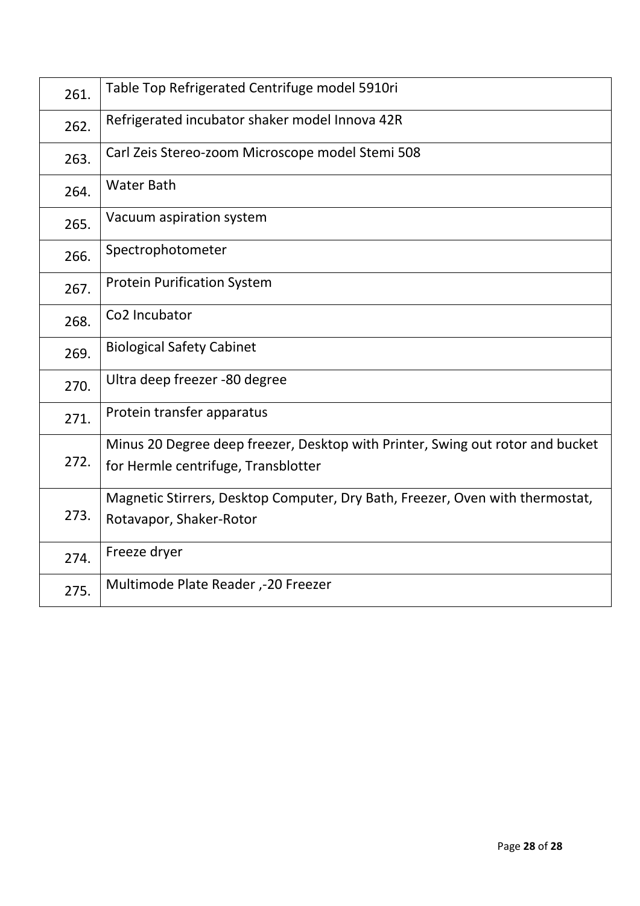| | |
|---|---|
| 261. | Table Top Refrigerated Centrifuge model 5910ri |
| 262. | Refrigerated incubator shaker model Innova 42R |
| 263. | Carl Zeis Stereo-zoom Microscope model Stemi 508 |
| 264. | Water Bath |
| 265. | Vacuum aspiration system |
| 266. | Spectrophotometer |
| 267. | Protein Purification System |
| 268. | Co2 Incubator |
| 269. | Biological Safety Cabinet |
| 270. | Ultra deep freezer -80 degree |
| 271. | Protein transfer apparatus |
| 272. | Minus 20 Degree deep freezer, Desktop with Printer, Swing out rotor and bucket for Hermle centrifuge, Transblotter |
| 273. | Magnetic Stirrers, Desktop Computer, Dry Bath, Freezer, Oven with thermostat, Rotavapor, Shaker-Rotor |
| 274. | Freeze dryer |
| 275. | Multimode Plate Reader ,-20 Freezer |